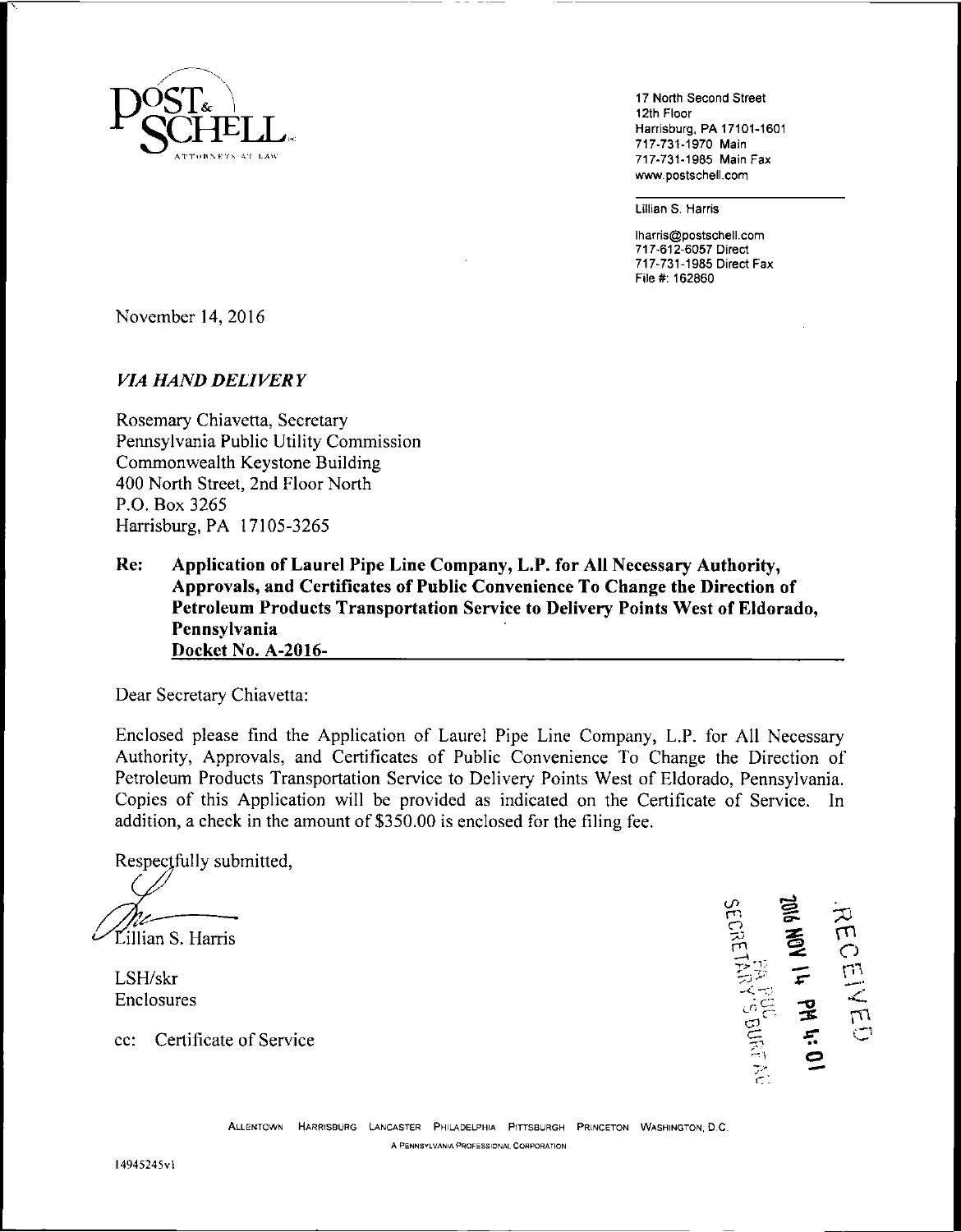POST & SCHELL
ATTORNEYS AT LAW

17 North Second Street
12th Floor
Harrisburg, PA 17101-1601
717-731-1970 Main
717-731-1985 Main Fax
www.postschell.com

Lillian S. Harris

lharris@postschell.com
717-612-6057 Direct
717-731-1985 Direct Fax
File #: 162860

November 14, 2016

*VIA HAND DELIVERY*

Rosemary Chiavetta, Secretary
Pennsylvania Public Utility Commission
Commonwealth Keystone Building
400 North Street, 2nd Floor North
P.O. Box 3265
Harrisburg, PA 17105-3265

**Re: Application of Laurel Pipe Line Company, L.P. for All Necessary Authority, Approvals, and Certificates of Public Convenience To Change the Direction of Petroleum Products Transportation Service to Delivery Points West of Eldorado, Pennsylvania**
**Docket No. A-2016-**

Dear Secretary Chiavetta:

Enclosed please find the Application of Laurel Pipe Line Company, L.P. for All Necessary Authority, Approvals, and Certificates of Public Convenience To Change the Direction of Petroleum Products Transportation Service to Delivery Points West of Eldorado, Pennsylvania. Copies of this Application will be provided as indicated on the Certificate of Service. In addition, a check in the amount of $350.00 is enclosed for the filing fee.

Respectfully submitted,

Lillian S. Harris

LSH/skr
Enclosures

cc: Certificate of Service

RECEIVED
2016 NOV 14 PM 4:01
PA PUC
SECRETARY'S BUREAU

ALLENTOWN HARRISBURG LANCASTER PHILADELPHIA PITTSBURGH PRINCETON WASHINGTON, D.C.
A PENNSYLVANIA PROFESSIONAL CORPORATION

14945245v1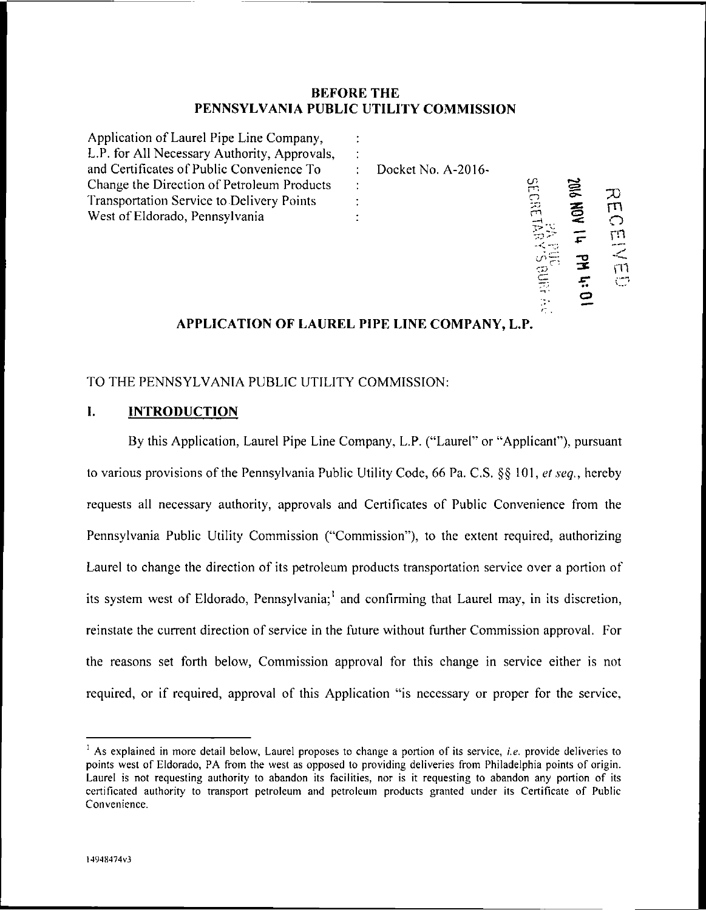**BEFORE THE**
**PENNSYLVANIA PUBLIC UTILITY COMMISSION**

| | | |
|---|---|---|
| Application of Laurel Pipe Line Company, L.P. for All Necessary Authority, Approvals, and Certificates of Public Convenience To Change the Direction of Petroleum Products Transportation Service to Delivery Points West of Eldorado, Pennsylvania | : | Docket No. A-2016- |

RECEIVED
2016 NOV 14 PM 4:01
PA PUC
SECRETARY'S BUREAU

## APPLICATION OF LAUREL PIPE LINE COMPANY, L.P.

TO THE PENNSYLVANIA PUBLIC UTILITY COMMISSION:

## I. INTRODUCTION

By this Application, Laurel Pipe Line Company, L.P. ("Laurel" or "Applicant"), pursuant to various provisions of the Pennsylvania Public Utility Code, 66 Pa. C.S. §§ 101, *et seq.*, hereby requests all necessary authority, approvals and Certificates of Public Convenience from the Pennsylvania Public Utility Commission ("Commission"), to the extent required, authorizing Laurel to change the direction of its petroleum products transportation service over a portion of its system west of Eldorado, Pennsylvania;[1] and confirming that Laurel may, in its discretion, reinstate the current direction of service in the future without further Commission approval. For the reasons set forth below, Commission approval for this change in service either is not required, or if required, approval of this Application "is necessary or proper for the service,

[1] As explained in more detail below, Laurel proposes to change a portion of its service, *i.e.* provide deliveries to points west of Eldorado, PA from the west as opposed to providing deliveries from Philadelphia points of origin. Laurel is not requesting authority to abandon its facilities, nor is it requesting to abandon any portion of its certificated authority to transport petroleum and petroleum products granted under its Certificate of Public Convenience.

14948474v3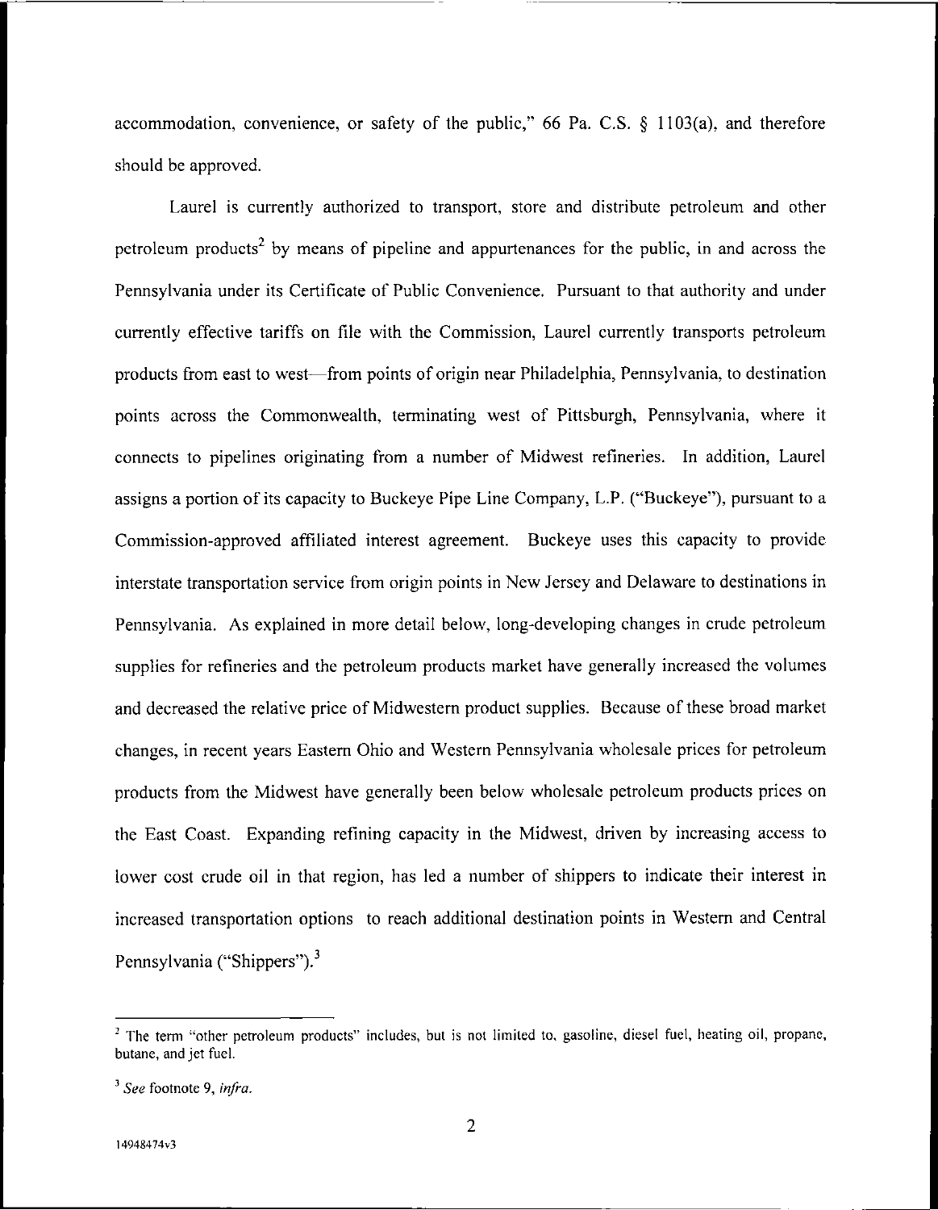accommodation, convenience, or safety of the public," 66 Pa. C.S. § 1103(a), and therefore should be approved.

Laurel is currently authorized to transport, store and distribute petroleum and other petroleum products[2] by means of pipeline and appurtenances for the public, in and across the Pennsylvania under its Certificate of Public Convenience. Pursuant to that authority and under currently effective tariffs on file with the Commission, Laurel currently transports petroleum products from east to west—from points of origin near Philadelphia, Pennsylvania, to destination points across the Commonwealth, terminating west of Pittsburgh, Pennsylvania, where it connects to pipelines originating from a number of Midwest refineries. In addition, Laurel assigns a portion of its capacity to Buckeye Pipe Line Company, L.P. ("Buckeye"), pursuant to a Commission-approved affiliated interest agreement. Buckeye uses this capacity to provide interstate transportation service from origin points in New Jersey and Delaware to destinations in Pennsylvania. As explained in more detail below, long-developing changes in crude petroleum supplies for refineries and the petroleum products market have generally increased the volumes and decreased the relative price of Midwestern product supplies. Because of these broad market changes, in recent years Eastern Ohio and Western Pennsylvania wholesale prices for petroleum products from the Midwest have generally been below wholesale petroleum products prices on the East Coast. Expanding refining capacity in the Midwest, driven by increasing access to lower cost crude oil in that region, has led a number of shippers to indicate their interest in increased transportation options to reach additional destination points in Western and Central Pennsylvania ("Shippers").[3]

---

[2] The term "other petroleum products" includes, but is not limited to, gasoline, diesel fuel, heating oil, propane, butane, and jet fuel.

[3] *See* footnote 9, *infra*.

14948474v3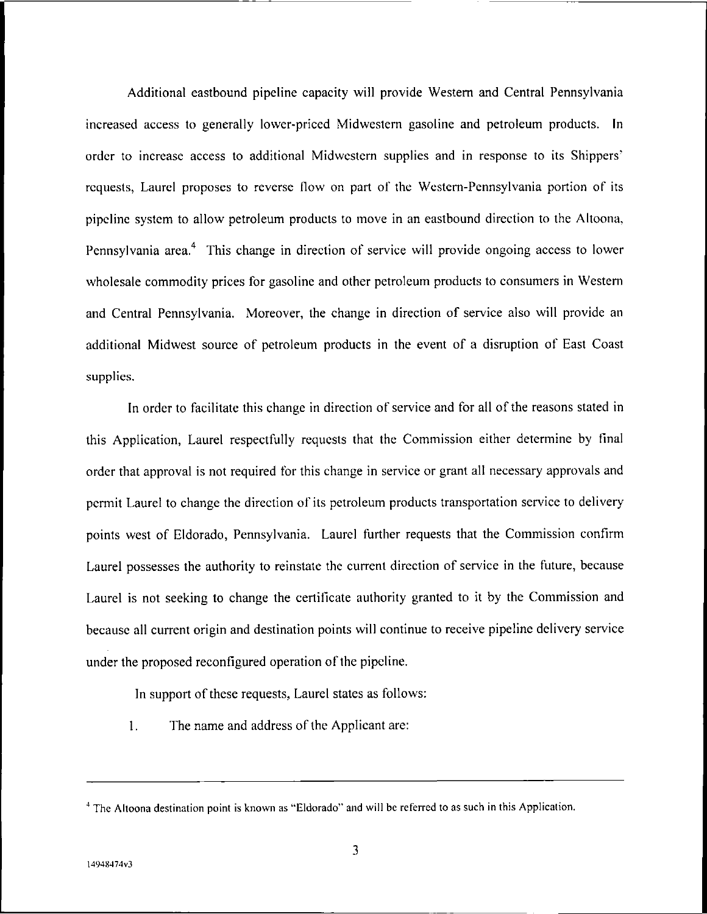Additional eastbound pipeline capacity will provide Western and Central Pennsylvania increased access to generally lower-priced Midwestern gasoline and petroleum products. In order to increase access to additional Midwestern supplies and in response to its Shippers' requests, Laurel proposes to reverse flow on part of the Western-Pennsylvania portion of its pipeline system to allow petroleum products to move in an eastbound direction to the Altoona, Pennsylvania area.[4] This change in direction of service will provide ongoing access to lower wholesale commodity prices for gasoline and other petroleum products to consumers in Western and Central Pennsylvania. Moreover, the change in direction of service also will provide an additional Midwest source of petroleum products in the event of a disruption of East Coast supplies.

In order to facilitate this change in direction of service and for all of the reasons stated in this Application, Laurel respectfully requests that the Commission either determine by final order that approval is not required for this change in service or grant all necessary approvals and permit Laurel to change the direction of its petroleum products transportation service to delivery points west of Eldorado, Pennsylvania. Laurel further requests that the Commission confirm Laurel possesses the authority to reinstate the current direction of service in the future, because Laurel is not seeking to change the certificate authority granted to it by the Commission and because all current origin and destination points will continue to receive pipeline delivery service under the proposed reconfigured operation of the pipeline.

In support of these requests, Laurel states as follows:

1. The name and address of the Applicant are:

---

[4] The Altoona destination point is known as "Eldorado" and will be referred to as such in this Application.

14948474v3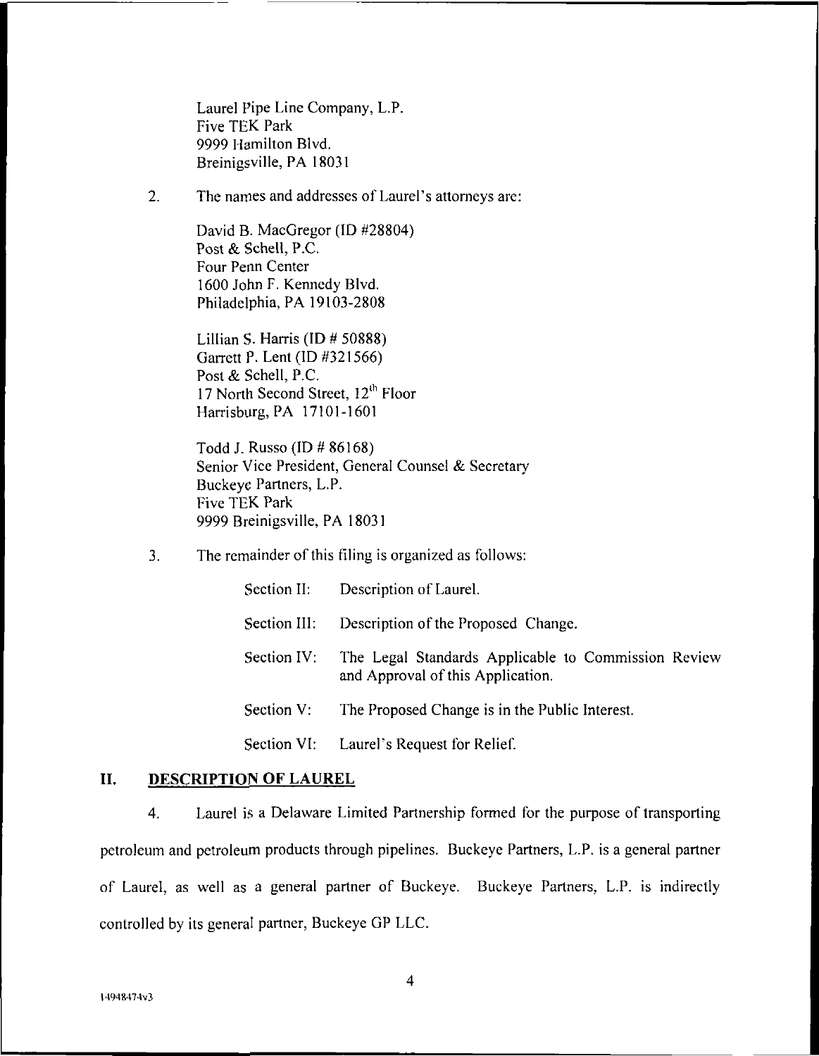Laurel Pipe Line Company, L.P.
Five TEK Park
9999 Hamilton Blvd.
Breinigsville, PA 18031

2. The names and addresses of Laurel's attorneys are:

David B. MacGregor (ID #28804)
Post & Schell, P.C.
Four Penn Center
1600 John F. Kennedy Blvd.
Philadelphia, PA 19103-2808

Lillian S. Harris (ID # 50888)
Garrett P. Lent (ID #321566)
Post & Schell, P.C.
17 North Second Street, 12th Floor
Harrisburg, PA 17101-1601

Todd J. Russo (ID # 86168)
Senior Vice President, General Counsel & Secretary
Buckeye Partners, L.P.
Five TEK Park
9999 Breinigsville, PA 18031

3. The remainder of this filing is organized as follows:

Section II: Description of Laurel.

Section III: Description of the Proposed Change.

Section IV: The Legal Standards Applicable to Commission Review and Approval of this Application.

Section V: The Proposed Change is in the Public Interest.

Section VI: Laurel's Request for Relief.

## II. DESCRIPTION OF LAUREL

4. Laurel is a Delaware Limited Partnership formed for the purpose of transporting petroleum and petroleum products through pipelines. Buckeye Partners, L.P. is a general partner of Laurel, as well as a general partner of Buckeye. Buckeye Partners, L.P. is indirectly controlled by its general partner, Buckeye GP LLC.

14948474v3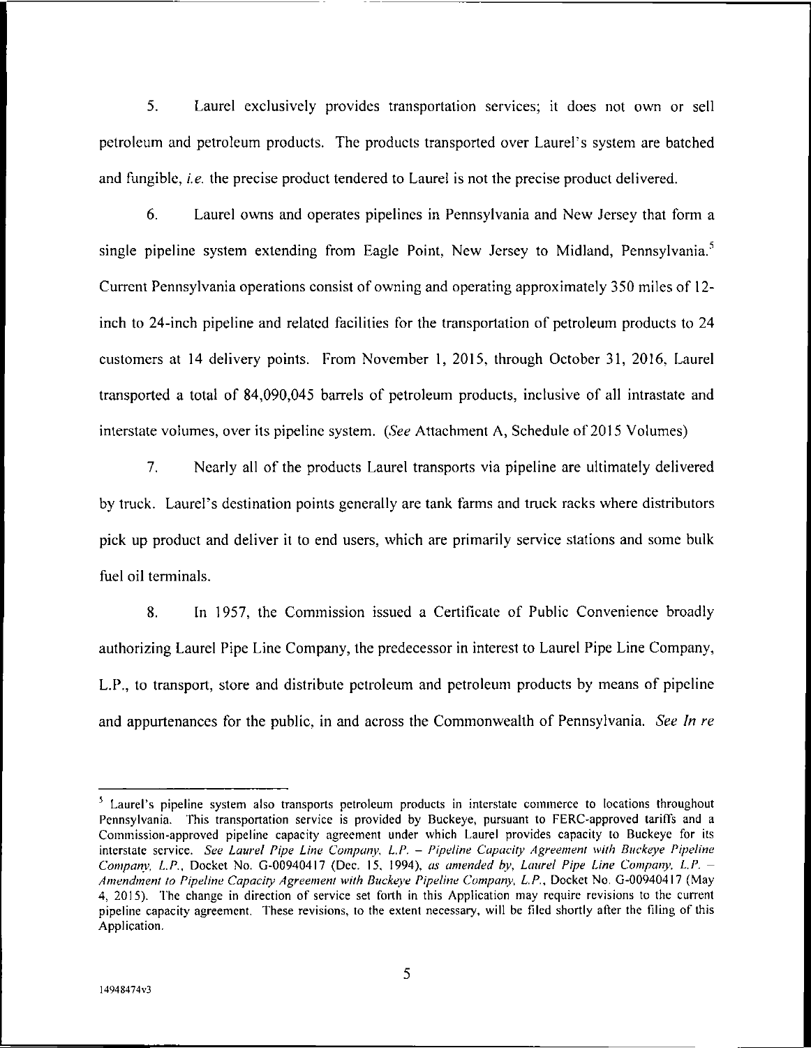5. Laurel exclusively provides transportation services; it does not own or sell petroleum and petroleum products. The products transported over Laurel's system are batched and fungible, *i.e.* the precise product tendered to Laurel is not the precise product delivered.

6. Laurel owns and operates pipelines in Pennsylvania and New Jersey that form a single pipeline system extending from Eagle Point, New Jersey to Midland, Pennsylvania.[5] Current Pennsylvania operations consist of owning and operating approximately 350 miles of 12-inch to 24-inch pipeline and related facilities for the transportation of petroleum products to 24 customers at 14 delivery points. From November 1, 2015, through October 31, 2016, Laurel transported a total of 84,090,045 barrels of petroleum products, inclusive of all intrastate and interstate volumes, over its pipeline system. (*See* Attachment A, Schedule of 2015 Volumes)

7. Nearly all of the products Laurel transports via pipeline are ultimately delivered by truck. Laurel's destination points generally are tank farms and truck racks where distributors pick up product and deliver it to end users, which are primarily service stations and some bulk fuel oil terminals.

8. In 1957, the Commission issued a Certificate of Public Convenience broadly authorizing Laurel Pipe Line Company, the predecessor in interest to Laurel Pipe Line Company, L.P., to transport, store and distribute petroleum and petroleum products by means of pipeline and appurtenances for the public, in and across the Commonwealth of Pennsylvania. *See In re*

---

[5] Laurel's pipeline system also transports petroleum products in interstate commerce to locations throughout Pennsylvania. This transportation service is provided by Buckeye, pursuant to FERC-approved tariffs and a Commission-approved pipeline capacity agreement under which Laurel provides capacity to Buckeye for its interstate service. *See Laurel Pipe Line Company, L.P. – Pipeline Capacity Agreement with Buckeye Pipeline Company, L.P.*, Docket No. G-00940417 (Dec. 15, 1994), *as amended by*, *Laurel Pipe Line Company, L.P. – Amendment to Pipeline Capacity Agreement with Buckeye Pipeline Company, L.P.*, Docket No. G-00940417 (May 4, 2015). The change in direction of service set forth in this Application may require revisions to the current pipeline capacity agreement. These revisions, to the extent necessary, will be filed shortly after the filing of this Application.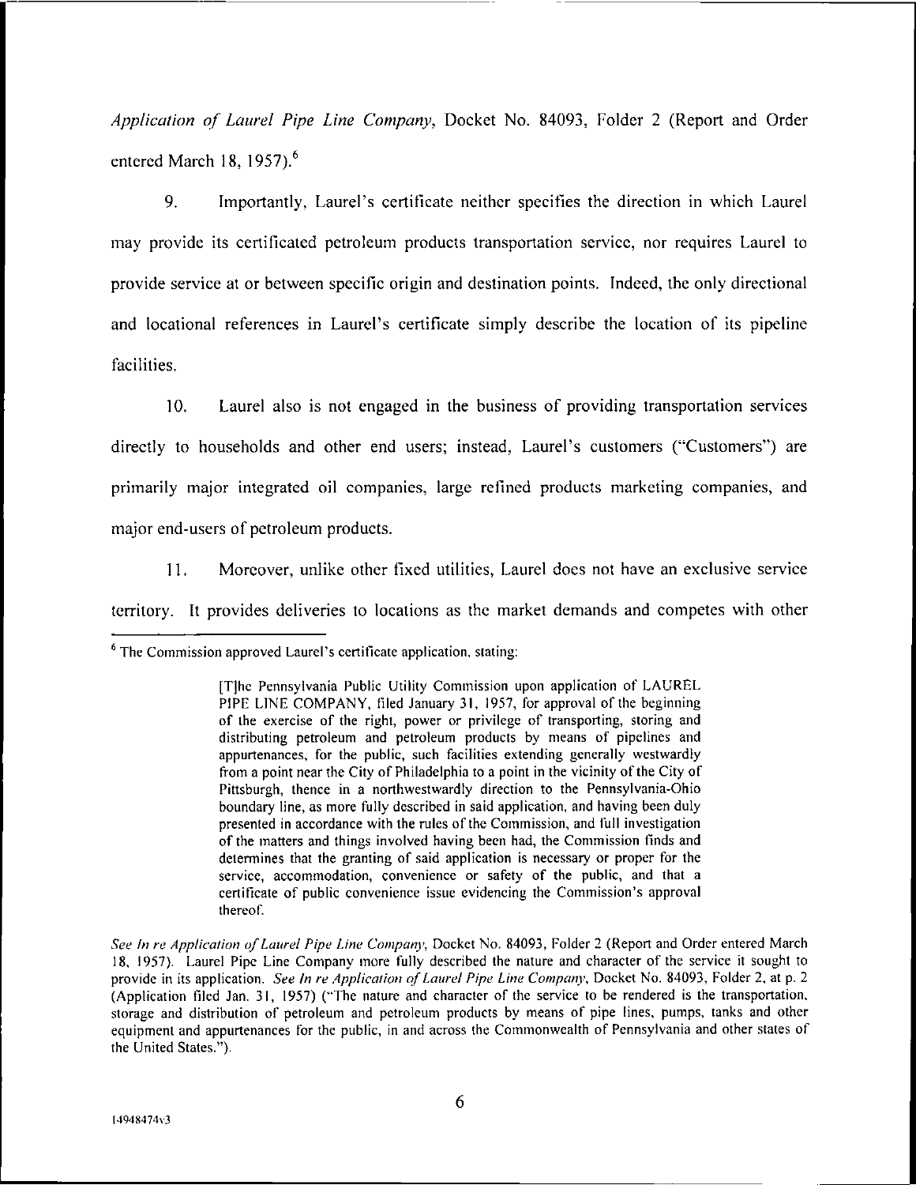*Application of Laurel Pipe Line Company*, Docket No. 84093, Folder 2 (Report and Order entered March 18, 1957).[6]

9. Importantly, Laurel's certificate neither specifies the direction in which Laurel may provide its certificated petroleum products transportation service, nor requires Laurel to provide service at or between specific origin and destination points. Indeed, the only directional and locational references in Laurel's certificate simply describe the location of its pipeline facilities.

10. Laurel also is not engaged in the business of providing transportation services directly to households and other end users; instead, Laurel's customers ("Customers") are primarily major integrated oil companies, large refined products marketing companies, and major end-users of petroleum products.

11. Moreover, unlike other fixed utilities, Laurel does not have an exclusive service territory. It provides deliveries to locations as the market demands and competes with other

---

[6] The Commission approved Laurel's certificate application, stating:

> [T]he Pennsylvania Public Utility Commission upon application of LAUREL PIPE LINE COMPANY, filed January 31, 1957, for approval of the beginning of the exercise of the right, power or privilege of transporting, storing and distributing petroleum and petroleum products by means of pipelines and appurtenances, for the public, such facilities extending generally westwardly from a point near the City of Philadelphia to a point in the vicinity of the City of Pittsburgh, thence in a northwestwardly direction to the Pennsylvania-Ohio boundary line, as more fully described in said application, and having been duly presented in accordance with the rules of the Commission, and full investigation of the matters and things involved having been had, the Commission finds and determines that the granting of said application is necessary or proper for the service, accommodation, convenience or safety of the public, and that a certificate of public convenience issue evidencing the Commission's approval thereof.

*See In re Application of Laurel Pipe Line Company*, Docket No. 84093, Folder 2 (Report and Order entered March 18, 1957). Laurel Pipe Line Company more fully described the nature and character of the service it sought to provide in its application. *See In re Application of Laurel Pipe Line Company*, Docket No. 84093, Folder 2, at p. 2 (Application filed Jan. 31, 1957) ("The nature and character of the service to be rendered is the transportation, storage and distribution of petroleum and petroleum products by means of pipe lines, pumps, tanks and other equipment and appurtenances for the public, in and across the Commonwealth of Pennsylvania and other states of the United States.").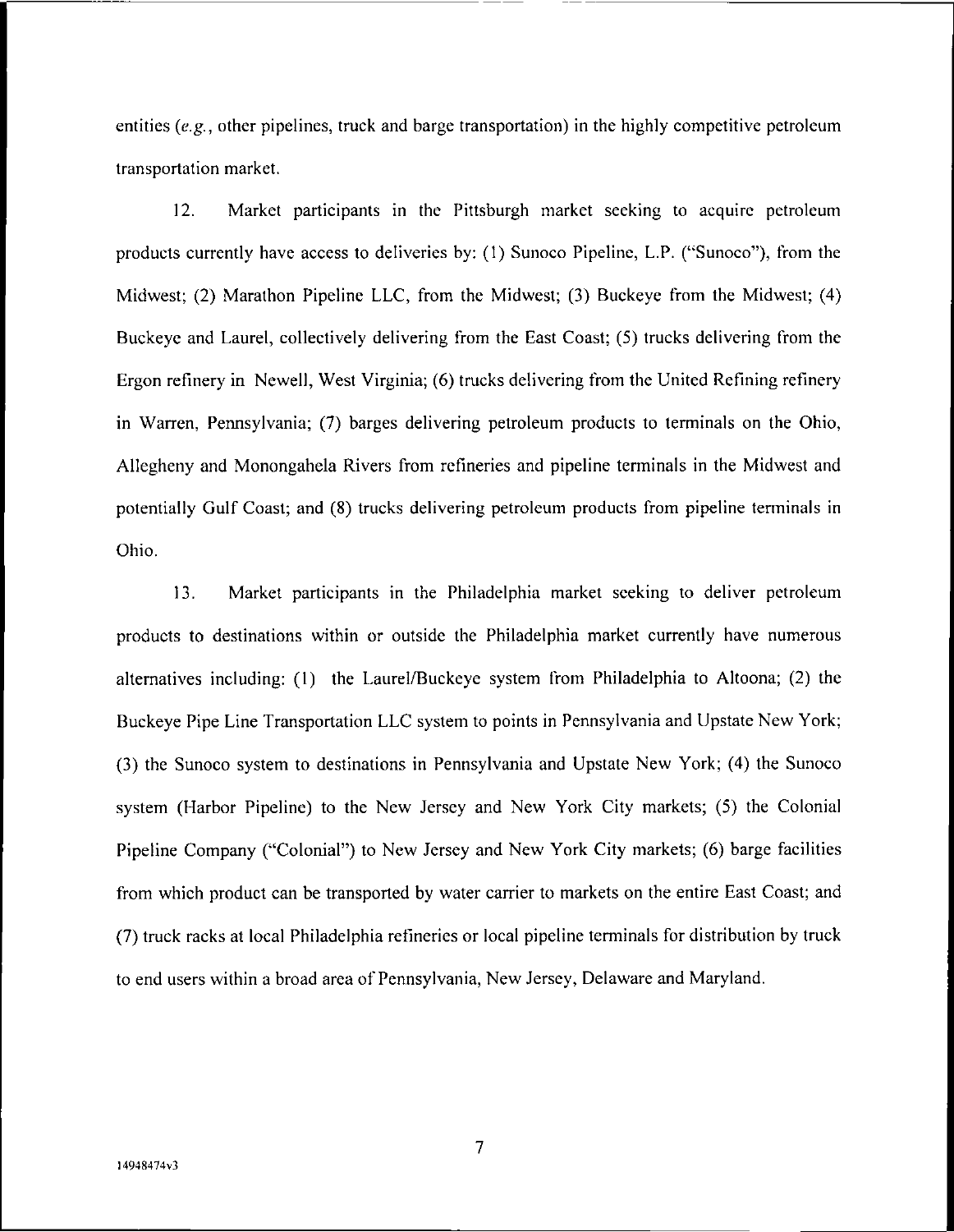entities (*e.g.*, other pipelines, truck and barge transportation) in the highly competitive petroleum transportation market.

12. Market participants in the Pittsburgh market seeking to acquire petroleum products currently have access to deliveries by: (1) Sunoco Pipeline, L.P. ("Sunoco"), from the Midwest; (2) Marathon Pipeline LLC, from the Midwest; (3) Buckeye from the Midwest; (4) Buckeye and Laurel, collectively delivering from the East Coast; (5) trucks delivering from the Ergon refinery in Newell, West Virginia; (6) trucks delivering from the United Refining refinery in Warren, Pennsylvania; (7) barges delivering petroleum products to terminals on the Ohio, Allegheny and Monongahela Rivers from refineries and pipeline terminals in the Midwest and potentially Gulf Coast; and (8) trucks delivering petroleum products from pipeline terminals in Ohio.

13. Market participants in the Philadelphia market seeking to deliver petroleum products to destinations within or outside the Philadelphia market currently have numerous alternatives including: (1) the Laurel/Buckeye system from Philadelphia to Altoona; (2) the Buckeye Pipe Line Transportation LLC system to points in Pennsylvania and Upstate New York; (3) the Sunoco system to destinations in Pennsylvania and Upstate New York; (4) the Sunoco system (Harbor Pipeline) to the New Jersey and New York City markets; (5) the Colonial Pipeline Company ("Colonial") to New Jersey and New York City markets; (6) barge facilities from which product can be transported by water carrier to markets on the entire East Coast; and (7) truck racks at local Philadelphia refineries or local pipeline terminals for distribution by truck to end users within a broad area of Pennsylvania, New Jersey, Delaware and Maryland.

14948474v3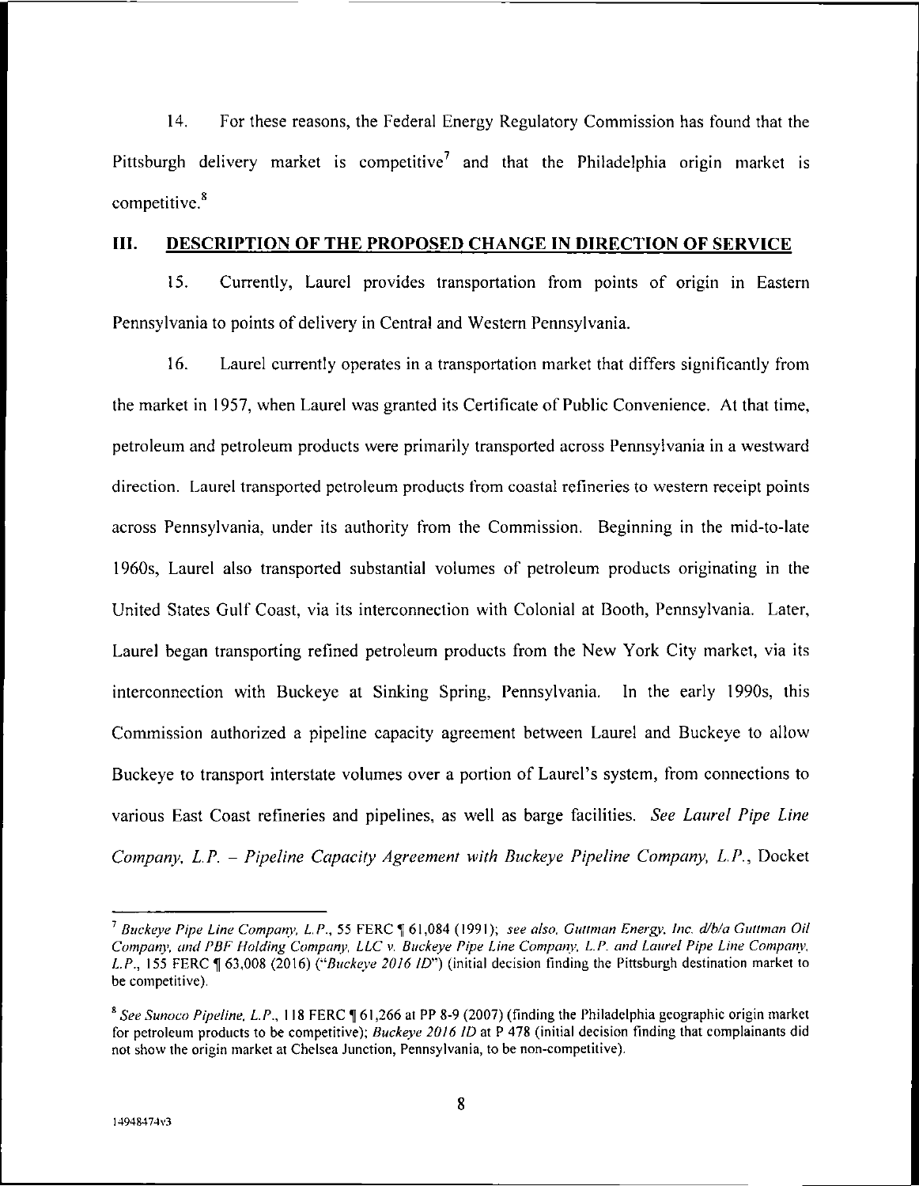14. For these reasons, the Federal Energy Regulatory Commission has found that the Pittsburgh delivery market is competitive[7] and that the Philadelphia origin market is competitive.[8]

## III. DESCRIPTION OF THE PROPOSED CHANGE IN DIRECTION OF SERVICE

15. Currently, Laurel provides transportation from points of origin in Eastern Pennsylvania to points of delivery in Central and Western Pennsylvania.

16. Laurel currently operates in a transportation market that differs significantly from the market in 1957, when Laurel was granted its Certificate of Public Convenience. At that time, petroleum and petroleum products were primarily transported across Pennsylvania in a westward direction. Laurel transported petroleum products from coastal refineries to western receipt points across Pennsylvania, under its authority from the Commission. Beginning in the mid-to-late 1960s, Laurel also transported substantial volumes of petroleum products originating in the United States Gulf Coast, via its interconnection with Colonial at Booth, Pennsylvania. Later, Laurel began transporting refined petroleum products from the New York City market, via its interconnection with Buckeye at Sinking Spring, Pennsylvania. In the early 1990s, this Commission authorized a pipeline capacity agreement between Laurel and Buckeye to allow Buckeye to transport interstate volumes over a portion of Laurel's system, from connections to various East Coast refineries and pipelines, as well as barge facilities. *See Laurel Pipe Line Company, L.P. – Pipeline Capacity Agreement with Buckeye Pipeline Company, L.P.*, Docket

---

[7] *Buckeye Pipe Line Company, L.P.*, 55 FERC ¶ 61,084 (1991); *see also, Guttman Energy, Inc. d/b/a Guttman Oil Company, and PBF Holding Company, LLC v. Buckeye Pipe Line Company, L.P. and Laurel Pipe Line Company, L.P.*, 155 FERC ¶ 63,008 (2016) ("*Buckeye 2016 ID*") (initial decision finding the Pittsburgh destination market to be competitive).

[8] *See Sunoco Pipeline, L.P.*, 118 FERC ¶ 61,266 at PP 8-9 (2007) (finding the Philadelphia geographic origin market for petroleum products to be competitive); *Buckeye 2016 ID* at P 478 (initial decision finding that complainants did not show the origin market at Chelsea Junction, Pennsylvania, to be non-competitive).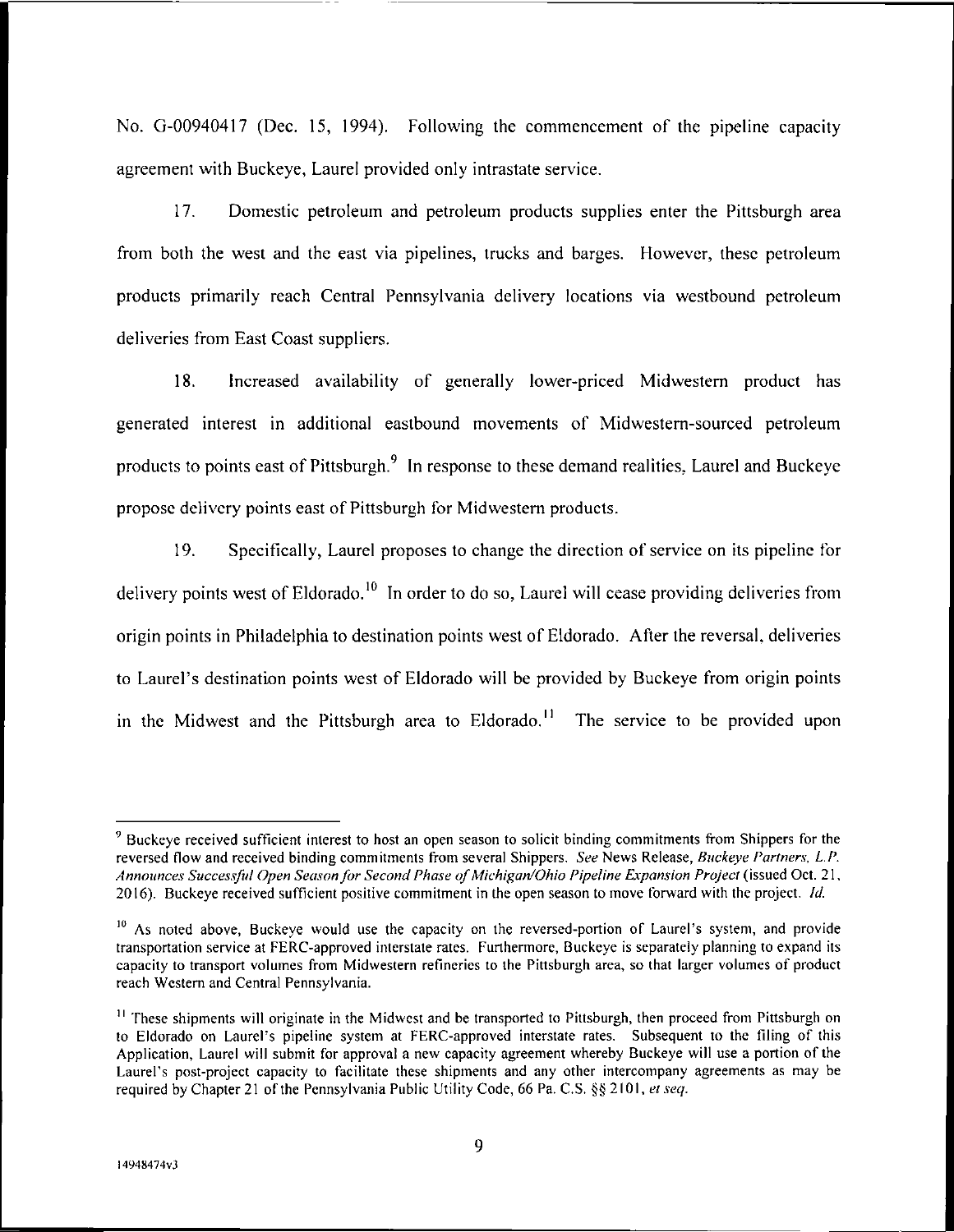No. G-00940417 (Dec. 15, 1994). Following the commencement of the pipeline capacity agreement with Buckeye, Laurel provided only intrastate service.

17. Domestic petroleum and petroleum products supplies enter the Pittsburgh area from both the west and the east via pipelines, trucks and barges. However, these petroleum products primarily reach Central Pennsylvania delivery locations via westbound petroleum deliveries from East Coast suppliers.

18. Increased availability of generally lower-priced Midwestern product has generated interest in additional eastbound movements of Midwestern-sourced petroleum products to points east of Pittsburgh.[9] In response to these demand realities, Laurel and Buckeye propose delivery points east of Pittsburgh for Midwestern products.

19. Specifically, Laurel proposes to change the direction of service on its pipeline for delivery points west of Eldorado.[10] In order to do so, Laurel will cease providing deliveries from origin points in Philadelphia to destination points west of Eldorado. After the reversal, deliveries to Laurel's destination points west of Eldorado will be provided by Buckeye from origin points in the Midwest and the Pittsburgh area to Eldorado.[11] The service to be provided upon

---

[9] Buckeye received sufficient interest to host an open season to solicit binding commitments from Shippers for the reversed flow and received binding commitments from several Shippers. *See* News Release, *Buckeye Partners, L.P. Announces Successful Open Season for Second Phase of Michigan/Ohio Pipeline Expansion Project* (issued Oct. 21, 2016). Buckeye received sufficient positive commitment in the open season to move forward with the project. *Id.*

[10] As noted above, Buckeye would use the capacity on the reversed-portion of Laurel's system, and provide transportation service at FERC-approved interstate rates. Furthermore, Buckeye is separately planning to expand its capacity to transport volumes from Midwestern refineries to the Pittsburgh area, so that larger volumes of product reach Western and Central Pennsylvania.

[11] These shipments will originate in the Midwest and be transported to Pittsburgh, then proceed from Pittsburgh on to Eldorado on Laurel's pipeline system at FERC-approved interstate rates. Subsequent to the filing of this Application, Laurel will submit for approval a new capacity agreement whereby Buckeye will use a portion of the Laurel's post-project capacity to facilitate these shipments and any other intercompany agreements as may be required by Chapter 21 of the Pennsylvania Public Utility Code, 66 Pa. C.S. §§ 2101, *et seq.*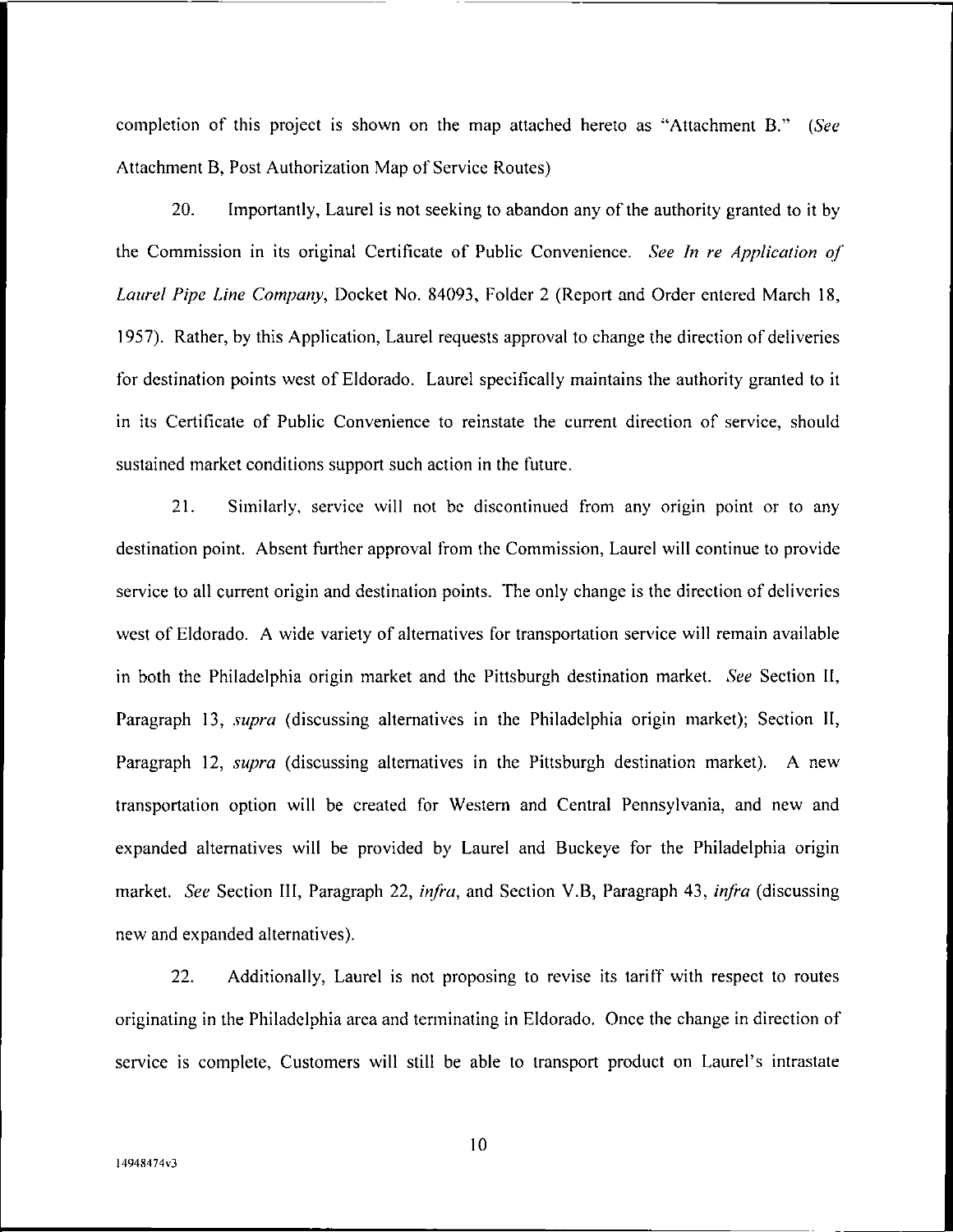completion of this project is shown on the map attached hereto as "Attachment B." (*See* Attachment B, Post Authorization Map of Service Routes)

20. Importantly, Laurel is not seeking to abandon any of the authority granted to it by the Commission in its original Certificate of Public Convenience. *See In re Application of Laurel Pipe Line Company*, Docket No. 84093, Folder 2 (Report and Order entered March 18, 1957). Rather, by this Application, Laurel requests approval to change the direction of deliveries for destination points west of Eldorado. Laurel specifically maintains the authority granted to it in its Certificate of Public Convenience to reinstate the current direction of service, should sustained market conditions support such action in the future.

21. Similarly, service will not be discontinued from any origin point or to any destination point. Absent further approval from the Commission, Laurel will continue to provide service to all current origin and destination points. The only change is the direction of deliveries west of Eldorado. A wide variety of alternatives for transportation service will remain available in both the Philadelphia origin market and the Pittsburgh destination market. *See* Section II, Paragraph 13, *supra* (discussing alternatives in the Philadelphia origin market); Section II, Paragraph 12, *supra* (discussing alternatives in the Pittsburgh destination market). A new transportation option will be created for Western and Central Pennsylvania, and new and expanded alternatives will be provided by Laurel and Buckeye for the Philadelphia origin market. *See* Section III, Paragraph 22, *infra*, and Section V.B, Paragraph 43, *infra* (discussing new and expanded alternatives).

22. Additionally, Laurel is not proposing to revise its tariff with respect to routes originating in the Philadelphia area and terminating in Eldorado. Once the change in direction of service is complete, Customers will still be able to transport product on Laurel's intrastate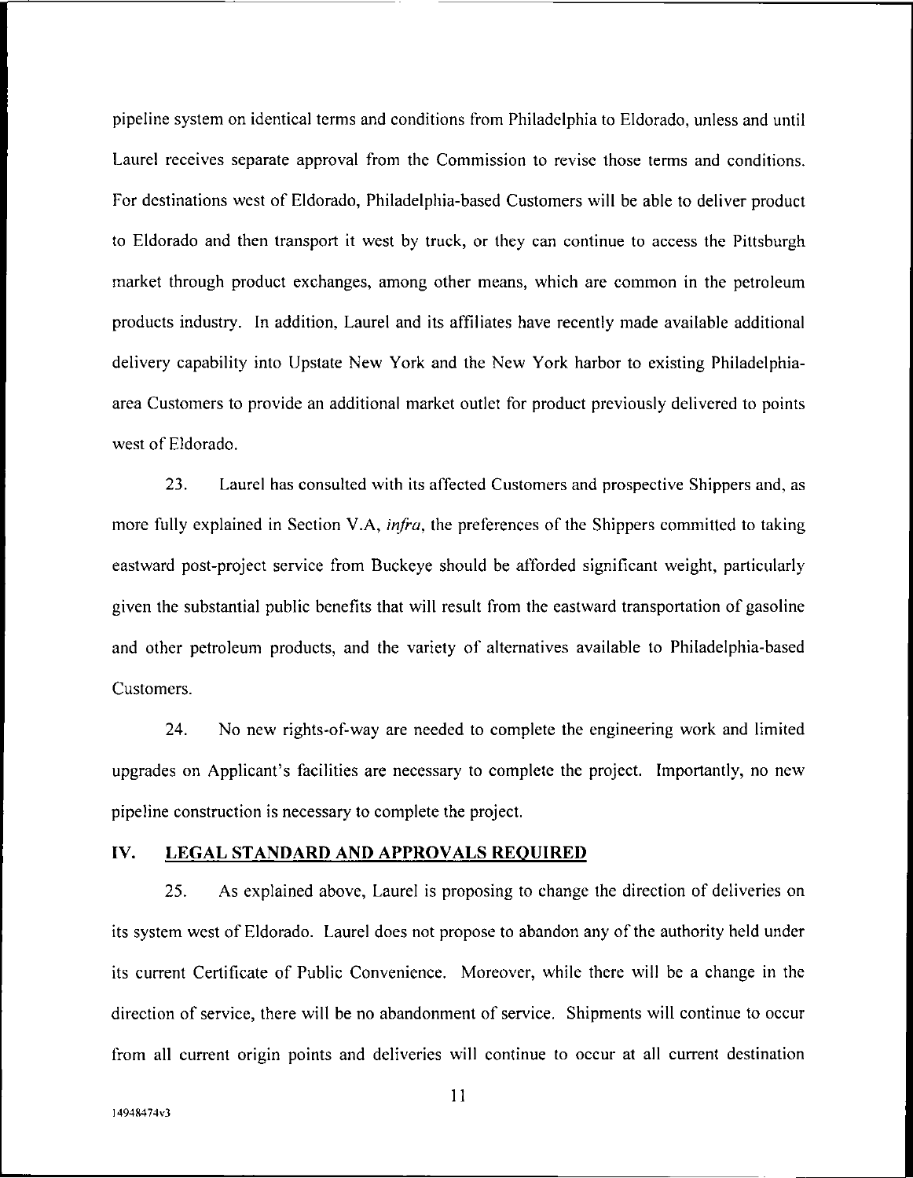pipeline system on identical terms and conditions from Philadelphia to Eldorado, unless and until Laurel receives separate approval from the Commission to revise those terms and conditions. For destinations west of Eldorado, Philadelphia-based Customers will be able to deliver product to Eldorado and then transport it west by truck, or they can continue to access the Pittsburgh market through product exchanges, among other means, which are common in the petroleum products industry. In addition, Laurel and its affiliates have recently made available additional delivery capability into Upstate New York and the New York harbor to existing Philadelphia-area Customers to provide an additional market outlet for product previously delivered to points west of Eldorado.

23. Laurel has consulted with its affected Customers and prospective Shippers and, as more fully explained in Section V.A, *infra*, the preferences of the Shippers committed to taking eastward post-project service from Buckeye should be afforded significant weight, particularly given the substantial public benefits that will result from the eastward transportation of gasoline and other petroleum products, and the variety of alternatives available to Philadelphia-based Customers.

24. No new rights-of-way are needed to complete the engineering work and limited upgrades on Applicant's facilities are necessary to complete the project. Importantly, no new pipeline construction is necessary to complete the project.

## IV. LEGAL STANDARD AND APPROVALS REQUIRED

25. As explained above, Laurel is proposing to change the direction of deliveries on its system west of Eldorado. Laurel does not propose to abandon any of the authority held under its current Certificate of Public Convenience. Moreover, while there will be a change in the direction of service, there will be no abandonment of service. Shipments will continue to occur from all current origin points and deliveries will continue to occur at all current destination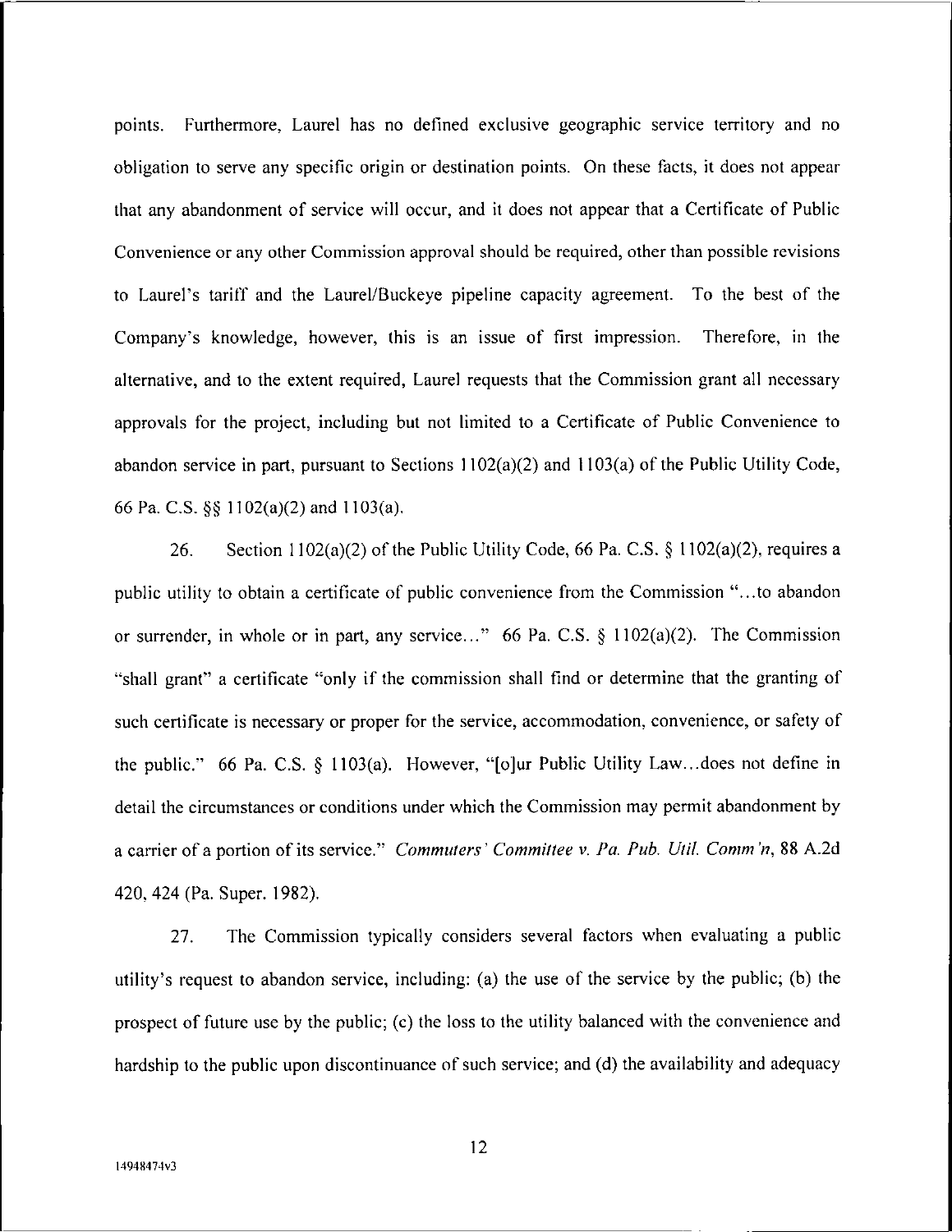points. Furthermore, Laurel has no defined exclusive geographic service territory and no obligation to serve any specific origin or destination points. On these facts, it does not appear that any abandonment of service will occur, and it does not appear that a Certificate of Public Convenience or any other Commission approval should be required, other than possible revisions to Laurel's tariff and the Laurel/Buckeye pipeline capacity agreement. To the best of the Company's knowledge, however, this is an issue of first impression. Therefore, in the alternative, and to the extent required, Laurel requests that the Commission grant all necessary approvals for the project, including but not limited to a Certificate of Public Convenience to abandon service in part, pursuant to Sections 1102(a)(2) and 1103(a) of the Public Utility Code, 66 Pa. C.S. §§ 1102(a)(2) and 1103(a).

26. Section 1102(a)(2) of the Public Utility Code, 66 Pa. C.S. § 1102(a)(2), requires a public utility to obtain a certificate of public convenience from the Commission "...to abandon or surrender, in whole or in part, any service..." 66 Pa. C.S. § 1102(a)(2). The Commission "shall grant" a certificate "only if the commission shall find or determine that the granting of such certificate is necessary or proper for the service, accommodation, convenience, or safety of the public." 66 Pa. C.S. § 1103(a). However, "[o]ur Public Utility Law...does not define in detail the circumstances or conditions under which the Commission may permit abandonment by a carrier of a portion of its service." *Commuters' Committee v. Pa. Pub. Util. Comm'n*, 88 A.2d 420, 424 (Pa. Super. 1982).

27. The Commission typically considers several factors when evaluating a public utility's request to abandon service, including: (a) the use of the service by the public; (b) the prospect of future use by the public; (c) the loss to the utility balanced with the convenience and hardship to the public upon discontinuance of such service; and (d) the availability and adequacy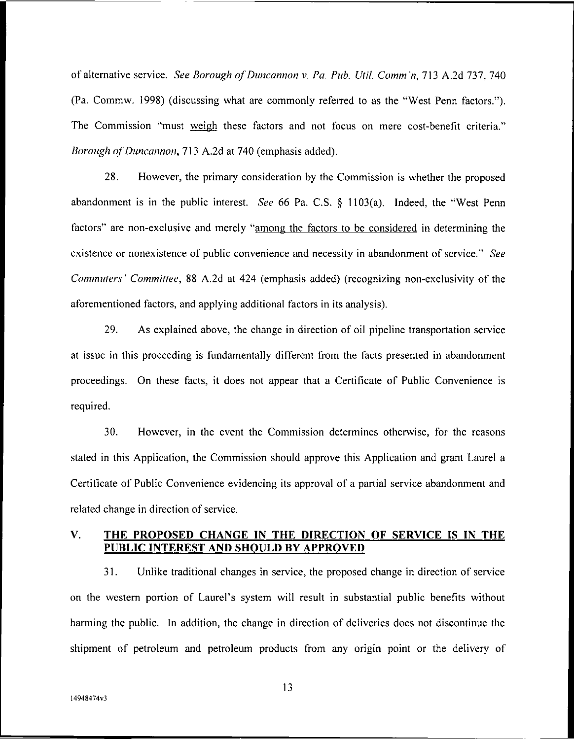of alternative service. *See Borough of Duncannon v. Pa. Pub. Util. Comm'n*, 713 A.2d 737, 740 (Pa. Commw. 1998) (discussing what are commonly referred to as the "West Penn factors."). The Commission "must <u>weigh</u> these factors and not focus on mere cost-benefit criteria." *Borough of Duncannon*, 713 A.2d at 740 (emphasis added).

28. However, the primary consideration by the Commission is whether the proposed abandonment is in the public interest. *See* 66 Pa. C.S. § 1103(a). Indeed, the "West Penn factors" are non-exclusive and merely "<u>among the factors to be considered</u> in determining the existence or nonexistence of public convenience and necessity in abandonment of service." *See Commuters' Committee*, 88 A.2d at 424 (emphasis added) (recognizing non-exclusivity of the aforementioned factors, and applying additional factors in its analysis).

29. As explained above, the change in direction of oil pipeline transportation service at issue in this proceeding is fundamentally different from the facts presented in abandonment proceedings. On these facts, it does not appear that a Certificate of Public Convenience is required.

30. However, in the event the Commission determines otherwise, for the reasons stated in this Application, the Commission should approve this Application and grant Laurel a Certificate of Public Convenience evidencing its approval of a partial service abandonment and related change in direction of service.

## V. THE PROPOSED CHANGE IN THE DIRECTION OF SERVICE IS IN THE PUBLIC INTEREST AND SHOULD BY APPROVED

31. Unlike traditional changes in service, the proposed change in direction of service on the western portion of Laurel's system will result in substantial public benefits without harming the public. In addition, the change in direction of deliveries does not discontinue the shipment of petroleum and petroleum products from any origin point or the delivery of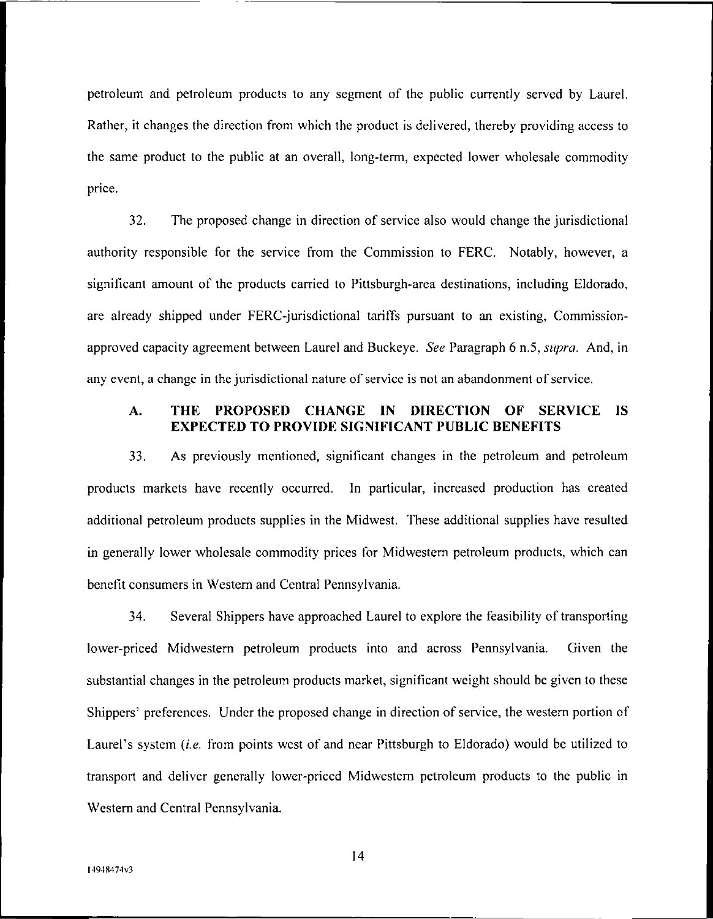petroleum and petroleum products to any segment of the public currently served by Laurel. Rather, it changes the direction from which the product is delivered, thereby providing access to the same product to the public at an overall, long-term, expected lower wholesale commodity price.

32. The proposed change in direction of service also would change the jurisdictional authority responsible for the service from the Commission to FERC. Notably, however, a significant amount of the products carried to Pittsburgh-area destinations, including Eldorado, are already shipped under FERC-jurisdictional tariffs pursuant to an existing, Commission-approved capacity agreement between Laurel and Buckeye. *See* Paragraph 6 n.5, *supra*. And, in any event, a change in the jurisdictional nature of service is not an abandonment of service.

### A. THE PROPOSED CHANGE IN DIRECTION OF SERVICE IS EXPECTED TO PROVIDE SIGNIFICANT PUBLIC BENEFITS

33. As previously mentioned, significant changes in the petroleum and petroleum products markets have recently occurred. In particular, increased production has created additional petroleum products supplies in the Midwest. These additional supplies have resulted in generally lower wholesale commodity prices for Midwestern petroleum products, which can benefit consumers in Western and Central Pennsylvania.

34. Several Shippers have approached Laurel to explore the feasibility of transporting lower-priced Midwestern petroleum products into and across Pennsylvania. Given the substantial changes in the petroleum products market, significant weight should be given to these Shippers' preferences. Under the proposed change in direction of service, the western portion of Laurel's system (*i.e.* from points west of and near Pittsburgh to Eldorado) would be utilized to transport and deliver generally lower-priced Midwestern petroleum products to the public in Western and Central Pennsylvania.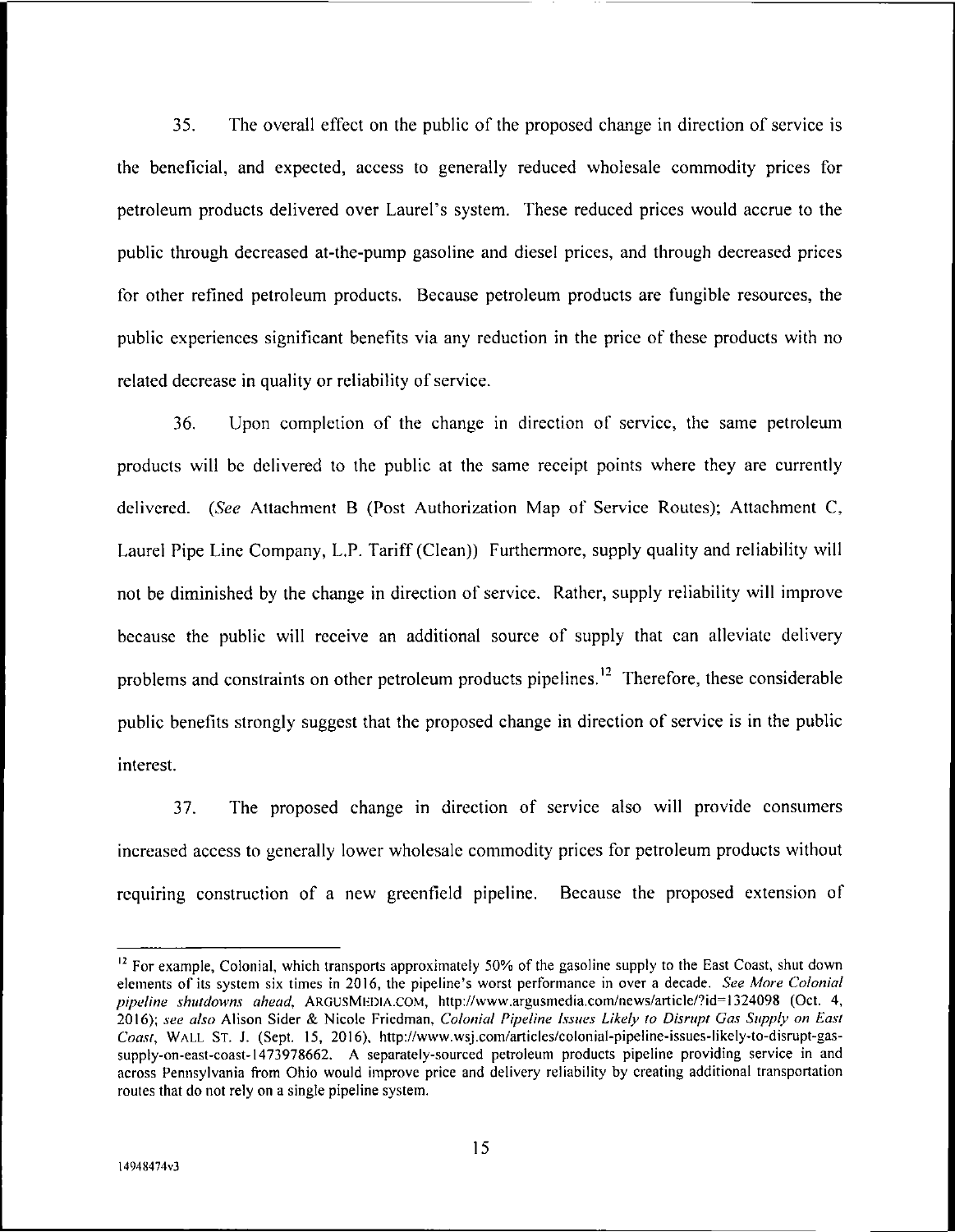35. The overall effect on the public of the proposed change in direction of service is the beneficial, and expected, access to generally reduced wholesale commodity prices for petroleum products delivered over Laurel's system. These reduced prices would accrue to the public through decreased at-the-pump gasoline and diesel prices, and through decreased prices for other refined petroleum products. Because petroleum products are fungible resources, the public experiences significant benefits via any reduction in the price of these products with no related decrease in quality or reliability of service.

36. Upon completion of the change in direction of service, the same petroleum products will be delivered to the public at the same receipt points where they are currently delivered. (*See* Attachment B (Post Authorization Map of Service Routes); Attachment C, Laurel Pipe Line Company, L.P. Tariff (Clean)) Furthermore, supply quality and reliability will not be diminished by the change in direction of service. Rather, supply reliability will improve because the public will receive an additional source of supply that can alleviate delivery problems and constraints on other petroleum products pipelines.[12] Therefore, these considerable public benefits strongly suggest that the proposed change in direction of service is in the public interest.

37. The proposed change in direction of service also will provide consumers increased access to generally lower wholesale commodity prices for petroleum products without requiring construction of a new greenfield pipeline. Because the proposed extension of

---

[12] For example, Colonial, which transports approximately 50% of the gasoline supply to the East Coast, shut down elements of its system six times in 2016, the pipeline's worst performance in over a decade. *See More Colonial pipeline shutdowns ahead*, ARGUSMEDIA.COM, http://www.argusmedia.com/news/article/?id=1324098 (Oct. 4, 2016); *see also* Alison Sider & Nicole Friedman, *Colonial Pipeline Issues Likely to Disrupt Gas Supply on East Coast*, WALL ST. J. (Sept. 15, 2016), http://www.wsj.com/articles/colonial-pipeline-issues-likely-to-disrupt-gas-supply-on-east-coast-1473978662. A separately-sourced petroleum products pipeline providing service in and across Pennsylvania from Ohio would improve price and delivery reliability by creating additional transportation routes that do not rely on a single pipeline system.

14948474v3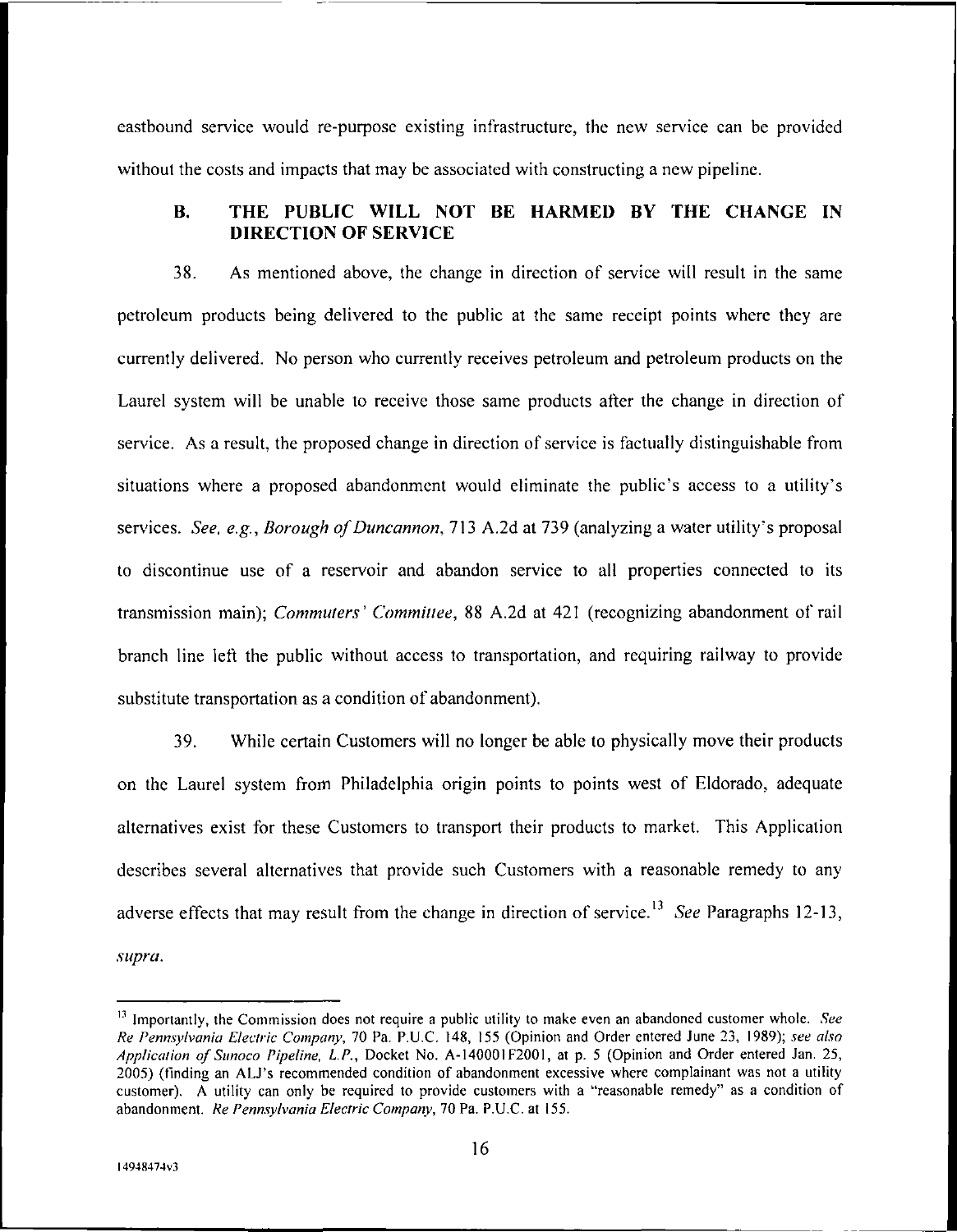eastbound service would re-purpose existing infrastructure, the new service can be provided without the costs and impacts that may be associated with constructing a new pipeline.

### B. THE PUBLIC WILL NOT BE HARMED BY THE CHANGE IN DIRECTION OF SERVICE

38. As mentioned above, the change in direction of service will result in the same petroleum products being delivered to the public at the same receipt points where they are currently delivered. No person who currently receives petroleum and petroleum products on the Laurel system will be unable to receive those same products after the change in direction of service. As a result, the proposed change in direction of service is factually distinguishable from situations where a proposed abandonment would eliminate the public's access to a utility's services. *See, e.g.*, *Borough of Duncannon*, 713 A.2d at 739 (analyzing a water utility's proposal to discontinue use of a reservoir and abandon service to all properties connected to its transmission main); *Commuters' Committee*, 88 A.2d at 421 (recognizing abandonment of rail branch line left the public without access to transportation, and requiring railway to provide substitute transportation as a condition of abandonment).

39. While certain Customers will no longer be able to physically move their products on the Laurel system from Philadelphia origin points to points west of Eldorado, adequate alternatives exist for these Customers to transport their products to market. This Application describes several alternatives that provide such Customers with a reasonable remedy to any adverse effects that may result from the change in direction of service.[13] *See* Paragraphs 12-13, *supra*.

---

[13] Importantly, the Commission does not require a public utility to make even an abandoned customer whole. *See Re Pennsylvania Electric Company*, 70 Pa. P.U.C. 148, 155 (Opinion and Order entered June 23, 1989); *see also Application of Sunoco Pipeline, L.P.*, Docket No. A-140001F2001, at p. 5 (Opinion and Order entered Jan. 25, 2005) (finding an ALJ's recommended condition of abandonment excessive where complainant was not a utility customer). A utility can only be required to provide customers with a "reasonable remedy" as a condition of abandonment. *Re Pennsylvania Electric Company*, 70 Pa. P.U.C. at 155.

14948474v3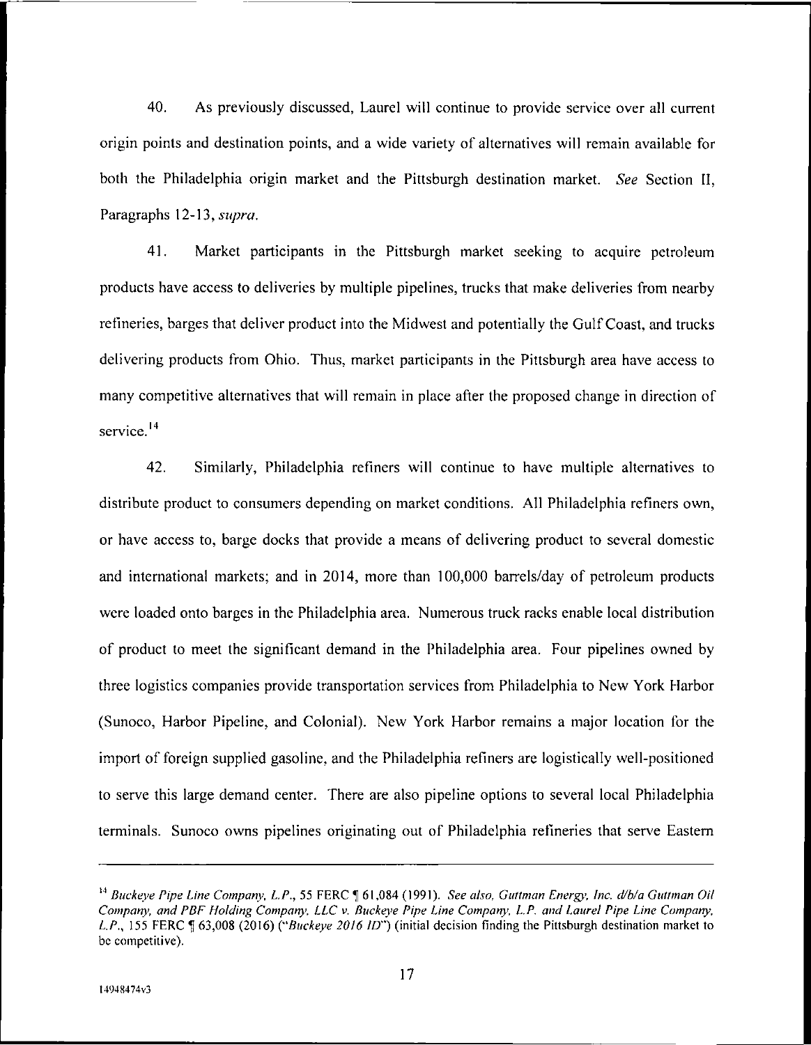40. As previously discussed, Laurel will continue to provide service over all current origin points and destination points, and a wide variety of alternatives will remain available for both the Philadelphia origin market and the Pittsburgh destination market. *See* Section II, Paragraphs 12-13, *supra*.

41. Market participants in the Pittsburgh market seeking to acquire petroleum products have access to deliveries by multiple pipelines, trucks that make deliveries from nearby refineries, barges that deliver product into the Midwest and potentially the Gulf Coast, and trucks delivering products from Ohio. Thus, market participants in the Pittsburgh area have access to many competitive alternatives that will remain in place after the proposed change in direction of service.[14]

42. Similarly, Philadelphia refiners will continue to have multiple alternatives to distribute product to consumers depending on market conditions. All Philadelphia refiners own, or have access to, barge docks that provide a means of delivering product to several domestic and international markets; and in 2014, more than 100,000 barrels/day of petroleum products were loaded onto barges in the Philadelphia area. Numerous truck racks enable local distribution of product to meet the significant demand in the Philadelphia area. Four pipelines owned by three logistics companies provide transportation services from Philadelphia to New York Harbor (Sunoco, Harbor Pipeline, and Colonial). New York Harbor remains a major location for the import of foreign supplied gasoline, and the Philadelphia refiners are logistically well-positioned to serve this large demand center. There are also pipeline options to several local Philadelphia terminals. Sunoco owns pipelines originating out of Philadelphia refineries that serve Eastern

---

[14] *Buckeye Pipe Line Company, L.P.*, 55 FERC ¶ 61,084 (1991). *See also, Guttman Energy, Inc. d/b/a Guttman Oil Company, and PBF Holding Company, LLC v. Buckeye Pipe Line Company, L.P. and Laurel Pipe Line Company, L.P.*, 155 FERC ¶ 63,008 (2016) ("*Buckeye 2016 ID*") (initial decision finding the Pittsburgh destination market to be competitive).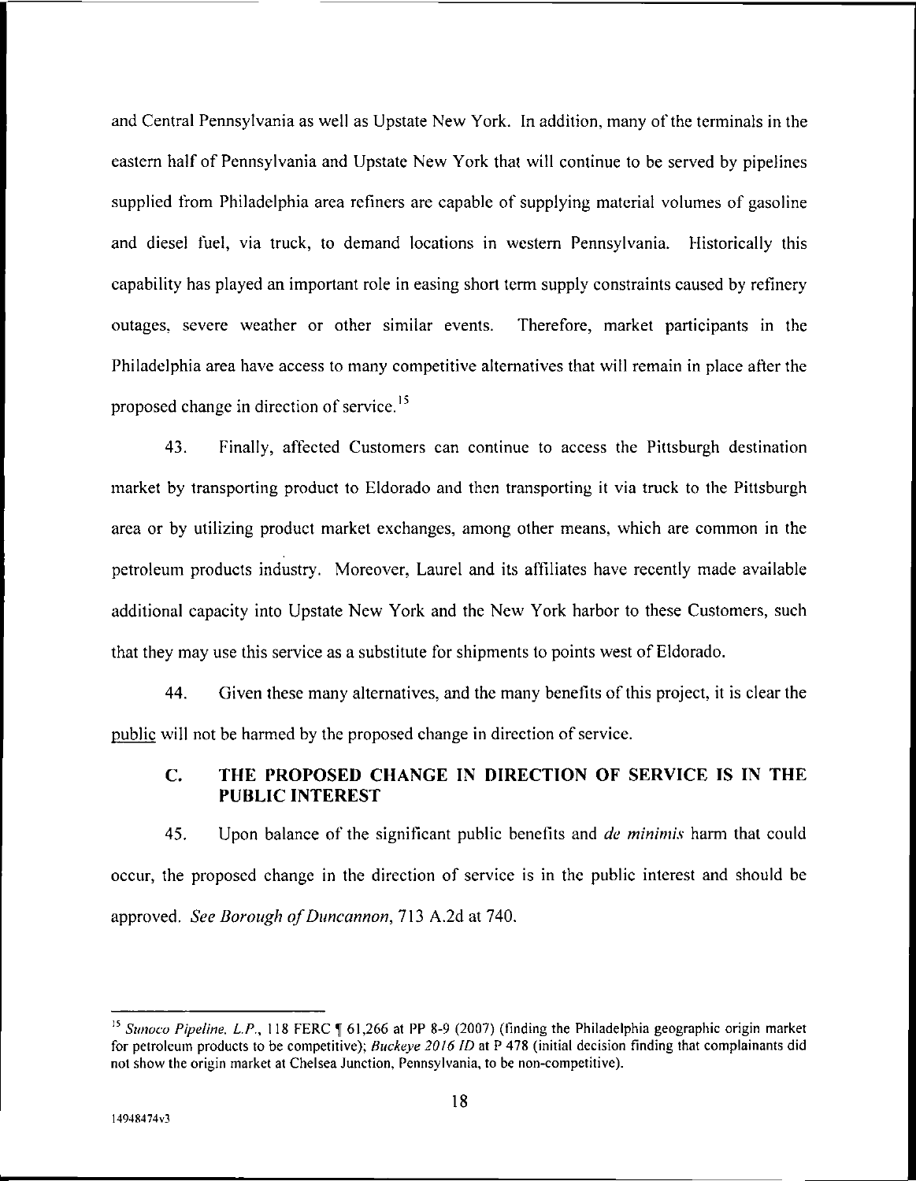and Central Pennsylvania as well as Upstate New York. In addition, many of the terminals in the eastern half of Pennsylvania and Upstate New York that will continue to be served by pipelines supplied from Philadelphia area refiners are capable of supplying material volumes of gasoline and diesel fuel, via truck, to demand locations in western Pennsylvania. Historically this capability has played an important role in easing short term supply constraints caused by refinery outages, severe weather or other similar events. Therefore, market participants in the Philadelphia area have access to many competitive alternatives that will remain in place after the proposed change in direction of service.[15]

43. Finally, affected Customers can continue to access the Pittsburgh destination market by transporting product to Eldorado and then transporting it via truck to the Pittsburgh area or by utilizing product market exchanges, among other means, which are common in the petroleum products industry. Moreover, Laurel and its affiliates have recently made available additional capacity into Upstate New York and the New York harbor to these Customers, such that they may use this service as a substitute for shipments to points west of Eldorado.

44. Given these many alternatives, and the many benefits of this project, it is clear the public will not be harmed by the proposed change in direction of service.

### C. THE PROPOSED CHANGE IN DIRECTION OF SERVICE IS IN THE PUBLIC INTEREST

45. Upon balance of the significant public benefits and *de minimis* harm that could occur, the proposed change in the direction of service is in the public interest and should be approved. *See Borough of Duncannon*, 713 A.2d at 740.

---

[15] *Sunoco Pipeline, L.P.*, 118 FERC ¶ 61,266 at PP 8-9 (2007) (finding the Philadelphia geographic origin market for petroleum products to be competitive); *Buckeye 2016 ID* at P 478 (initial decision finding that complainants did not show the origin market at Chelsea Junction, Pennsylvania, to be non-competitive).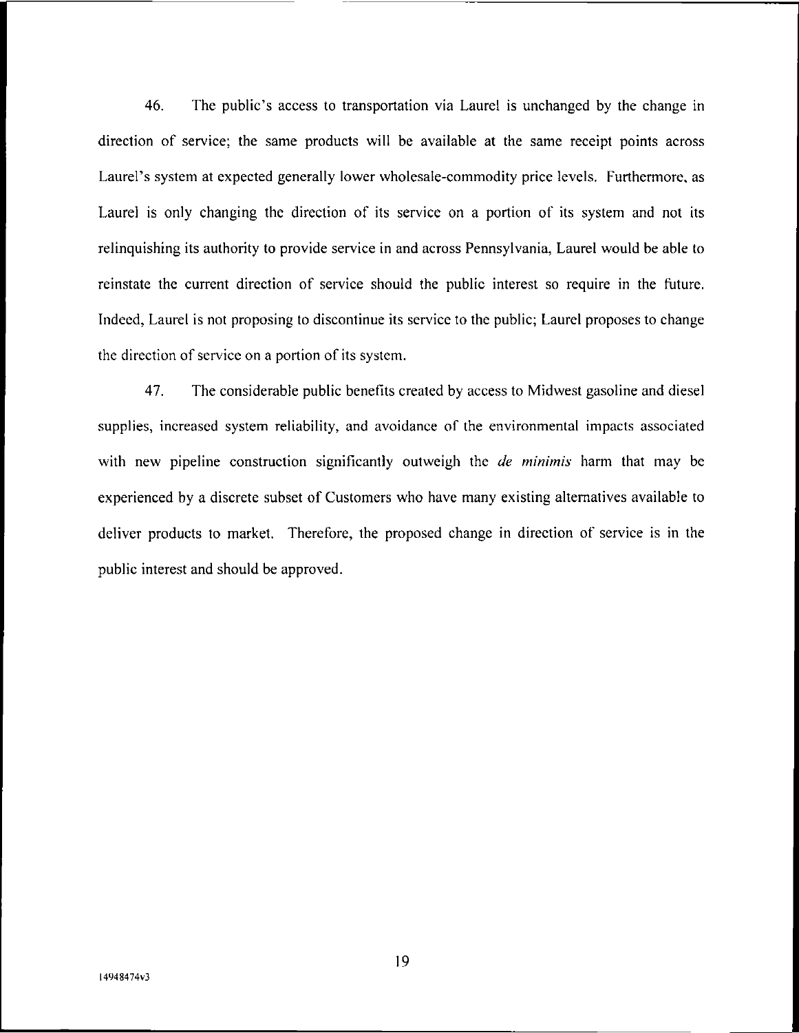46. The public's access to transportation via Laurel is unchanged by the change in direction of service; the same products will be available at the same receipt points across Laurel's system at expected generally lower wholesale-commodity price levels. Furthermore, as Laurel is only changing the direction of its service on a portion of its system and not its relinquishing its authority to provide service in and across Pennsylvania, Laurel would be able to reinstate the current direction of service should the public interest so require in the future. Indeed, Laurel is not proposing to discontinue its service to the public; Laurel proposes to change the direction of service on a portion of its system.

47. The considerable public benefits created by access to Midwest gasoline and diesel supplies, increased system reliability, and avoidance of the environmental impacts associated with new pipeline construction significantly outweigh the *de minimis* harm that may be experienced by a discrete subset of Customers who have many existing alternatives available to deliver products to market. Therefore, the proposed change in direction of service is in the public interest and should be approved.

14948474v3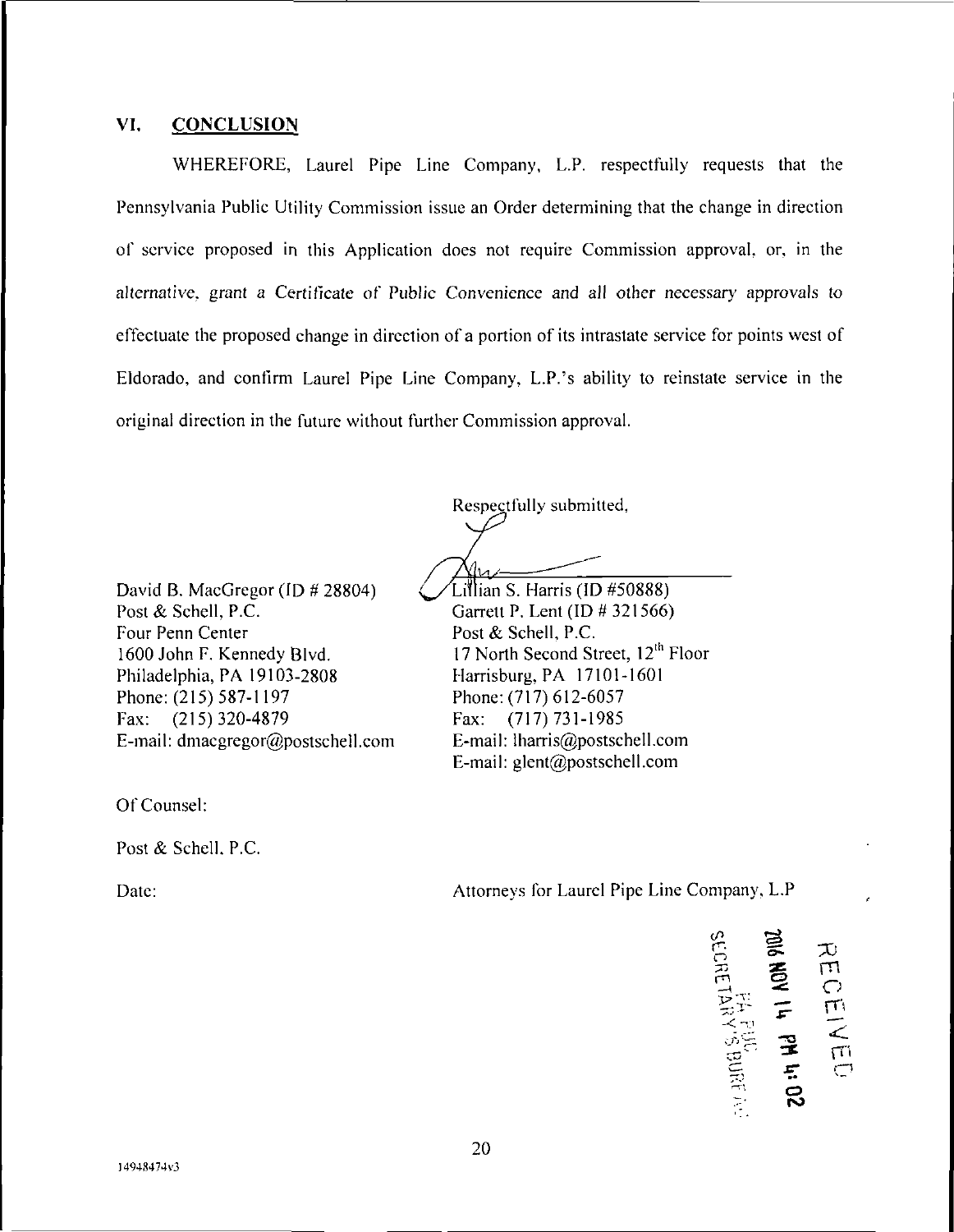## VI. CONCLUSION

WHEREFORE, Laurel Pipe Line Company, L.P. respectfully requests that the Pennsylvania Public Utility Commission issue an Order determining that the change in direction of service proposed in this Application does not require Commission approval, or, in the alternative, grant a Certificate of Public Convenience and all other necessary approvals to effectuate the proposed change in direction of a portion of its intrastate service for points west of Eldorado, and confirm Laurel Pipe Line Company, L.P.'s ability to reinstate service in the original direction in the future without further Commission approval.

Respectfully submitted,

David B. MacGregor (ID # 28804)
Post & Schell, P.C.
Four Penn Center
1600 John F. Kennedy Blvd.
Philadelphia, PA 19103-2808
Phone: (215) 587-1197
Fax: (215) 320-4879
E-mail: dmacgregor@postschell.com

Lillian S. Harris (ID #50888)
Garrett P. Lent (ID # 321566)
Post & Schell, P.C.
17 North Second Street, 12th Floor
Harrisburg, PA 17101-1601
Phone: (717) 612-6057
Fax: (717) 731-1985
E-mail: lharris@postschell.com
E-mail: glent@postschell.com

Of Counsel:

Post & Schell, P.C.

Date:

Attorneys for Laurel Pipe Line Company, L.P

RECEIVED
2016 NOV 14 PM 4:02
PA PUC
SECRETARY'S BUREAU

14948474v3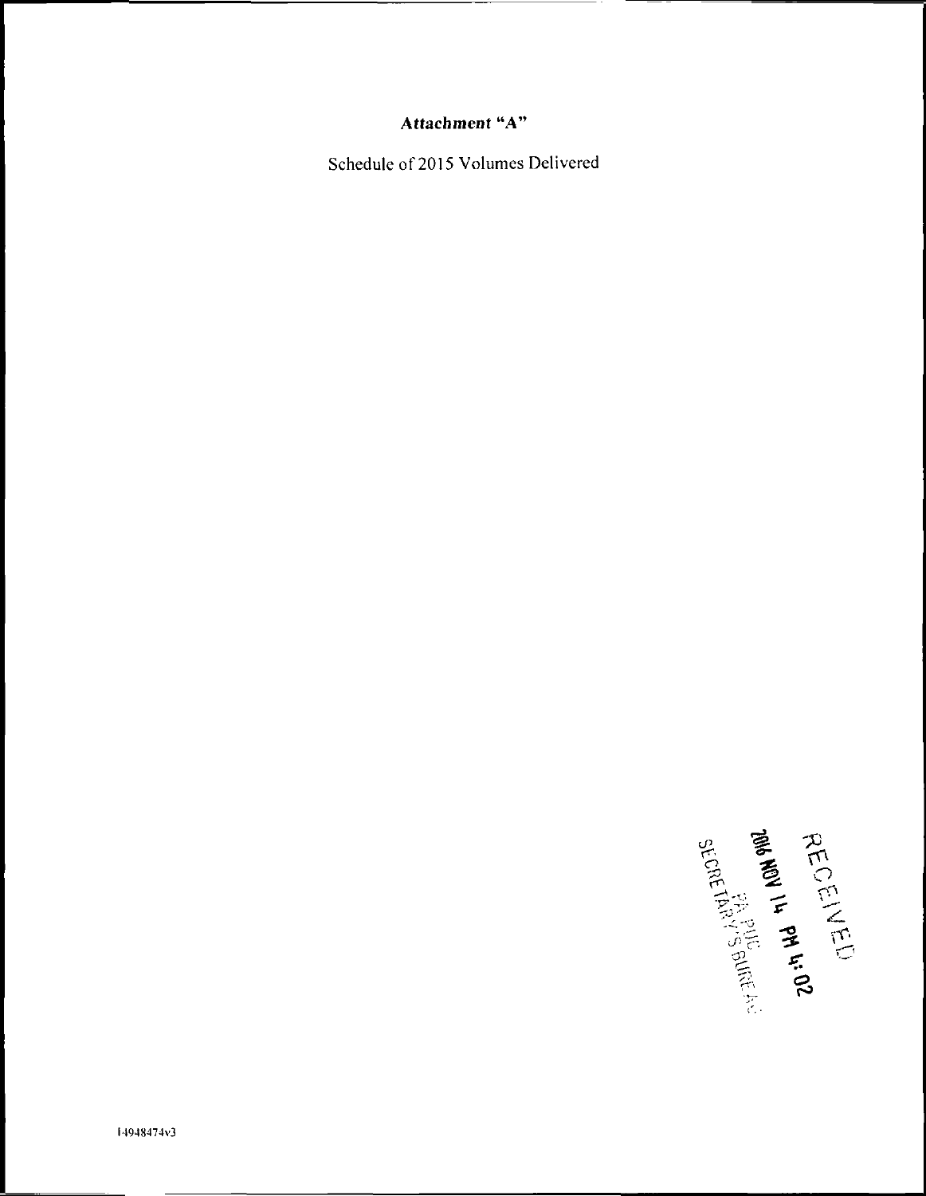***Attachment "A"***

Schedule of 2015 Volumes Delivered

RECEIVED

2016 NOV 14 PM 4:02

PA PUC
SECRETARY'S BUREAU

14948474v3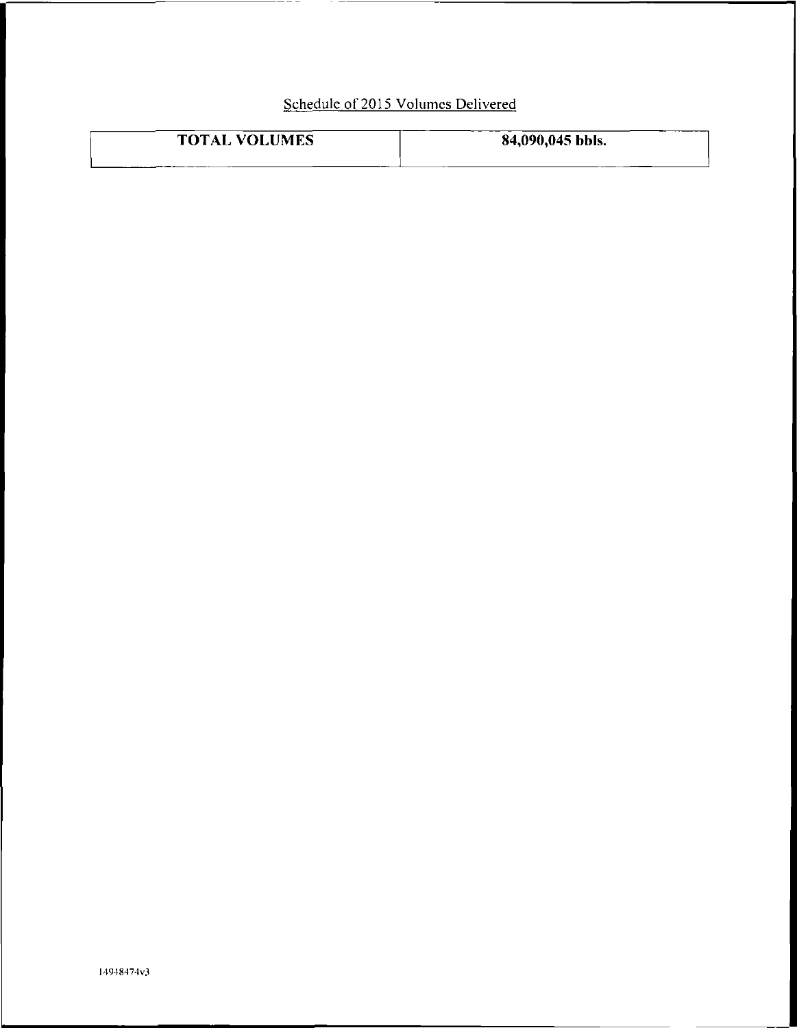Schedule of 2015 Volumes Delivered

| **TOTAL VOLUMES** | **84,090,045 bbls.** |
|---|---|

14948474v3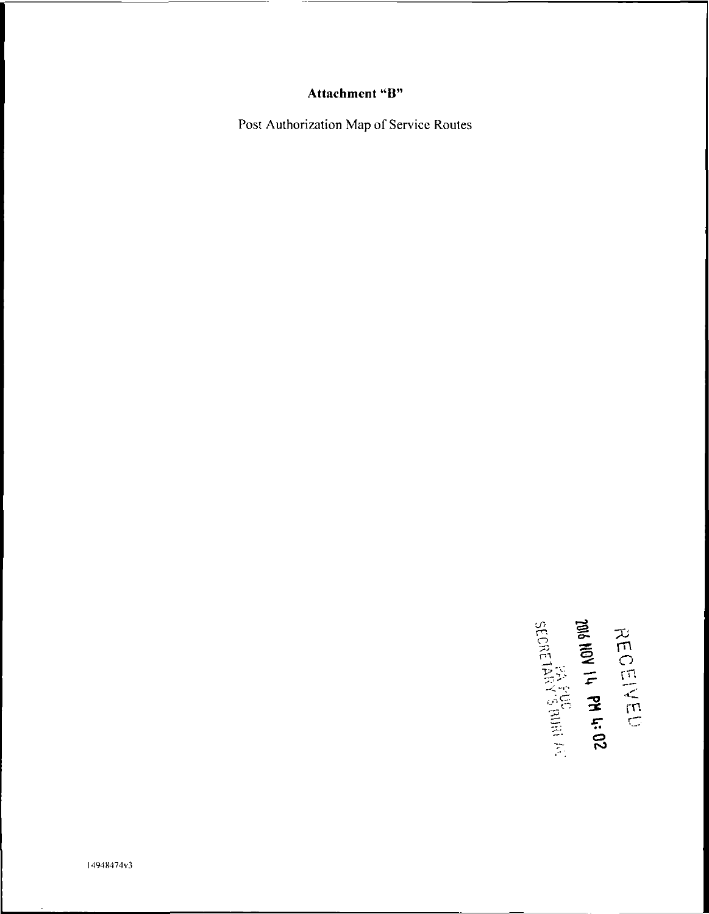**Attachment "B"**

Post Authorization Map of Service Routes

RECEIVED

2016 NOV 14 PM 4:02

PA PUC
SECRETARY'S BUREAU

14948474v3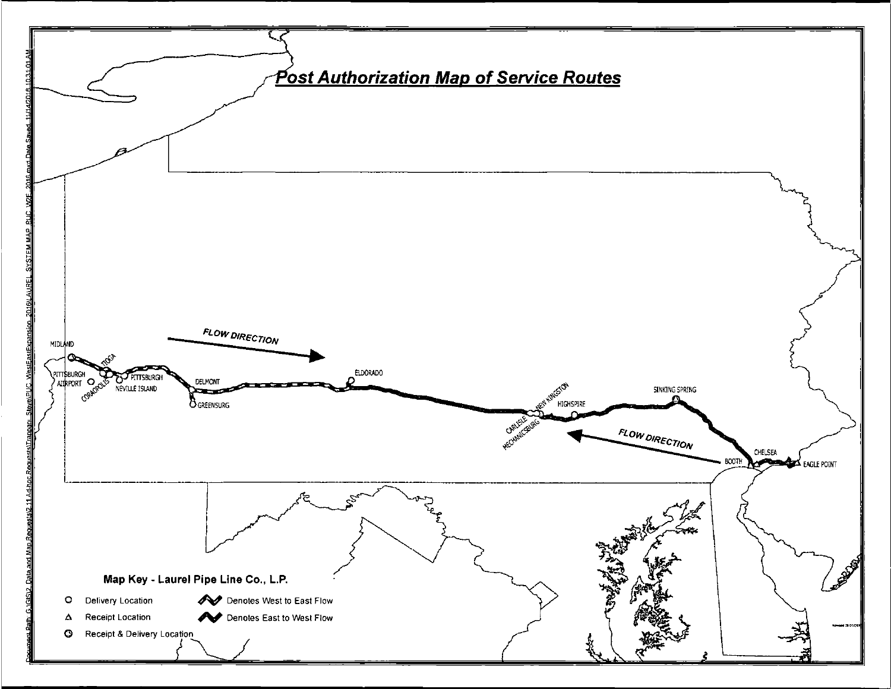# Post Authorization Map of Service Routes

FLOW DIRECTION

FLOW DIRECTION

MIDLAND

ITOGA

PITTSBURGH AIRPORT

CORAOPOLIS

PITTSBURGH

NEVILLE ISLAND

DELMONT

GREENSURG

ELDORADO

CARLISLE

NEW KINGSTON

MECHANICSBURG

HIGHSPIRE

SINKING SPRING

BOOTH

CHELSEA

EAGLE POINT

**Map Key - Laurel Pipe Line Co., L.P.**

- ○ Delivery Location
- △ Receipt Location
- ◎ Receipt & Delivery Location
- Denotes West to East Flow
- Denotes East to West Flow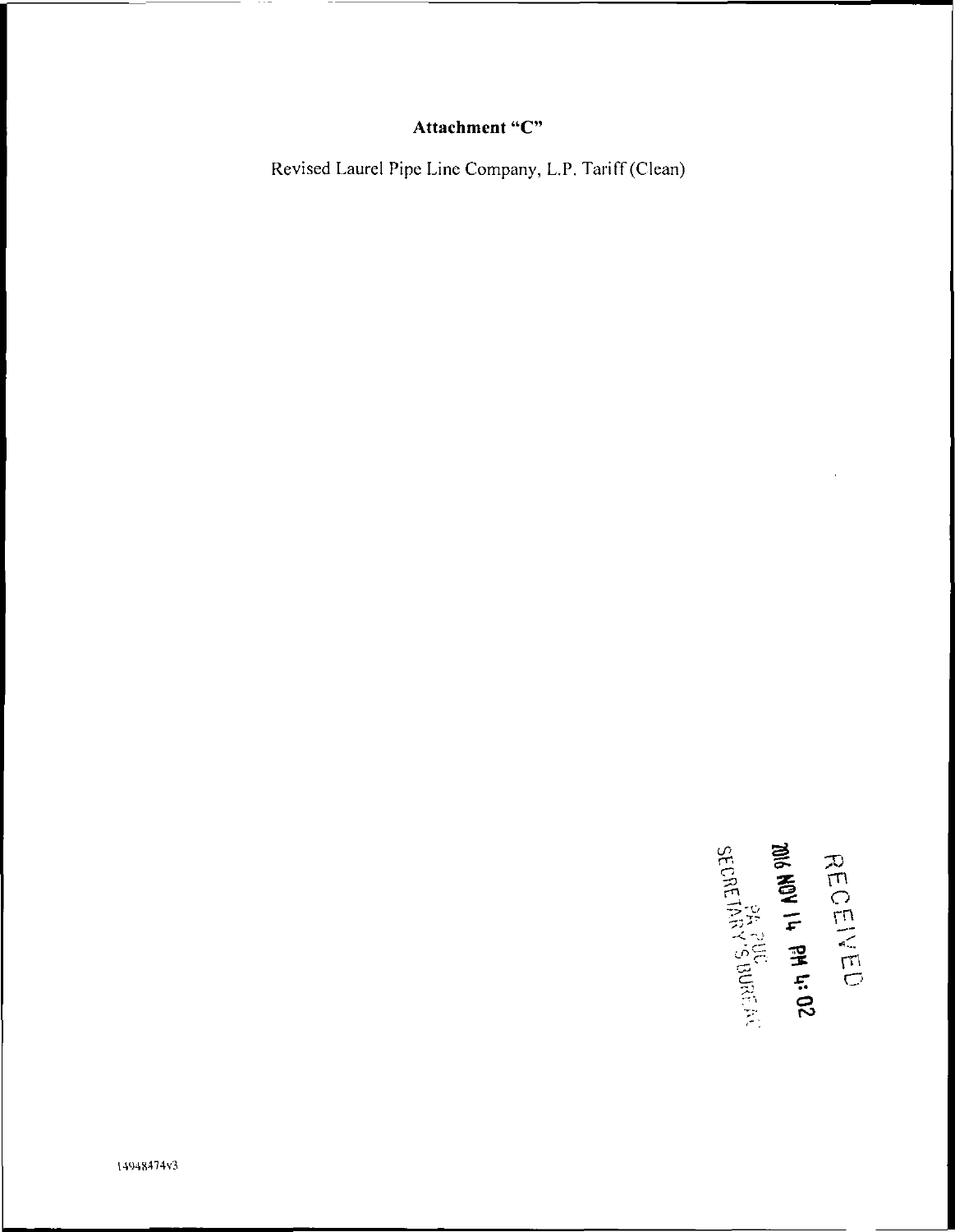**Attachment "C"**

Revised Laurel Pipe Line Company, L.P. Tariff (Clean)

RECEIVED

2016 NOV 14 PM 4:02

PA PUC
SECRETARY'S BUREAU

14948474v3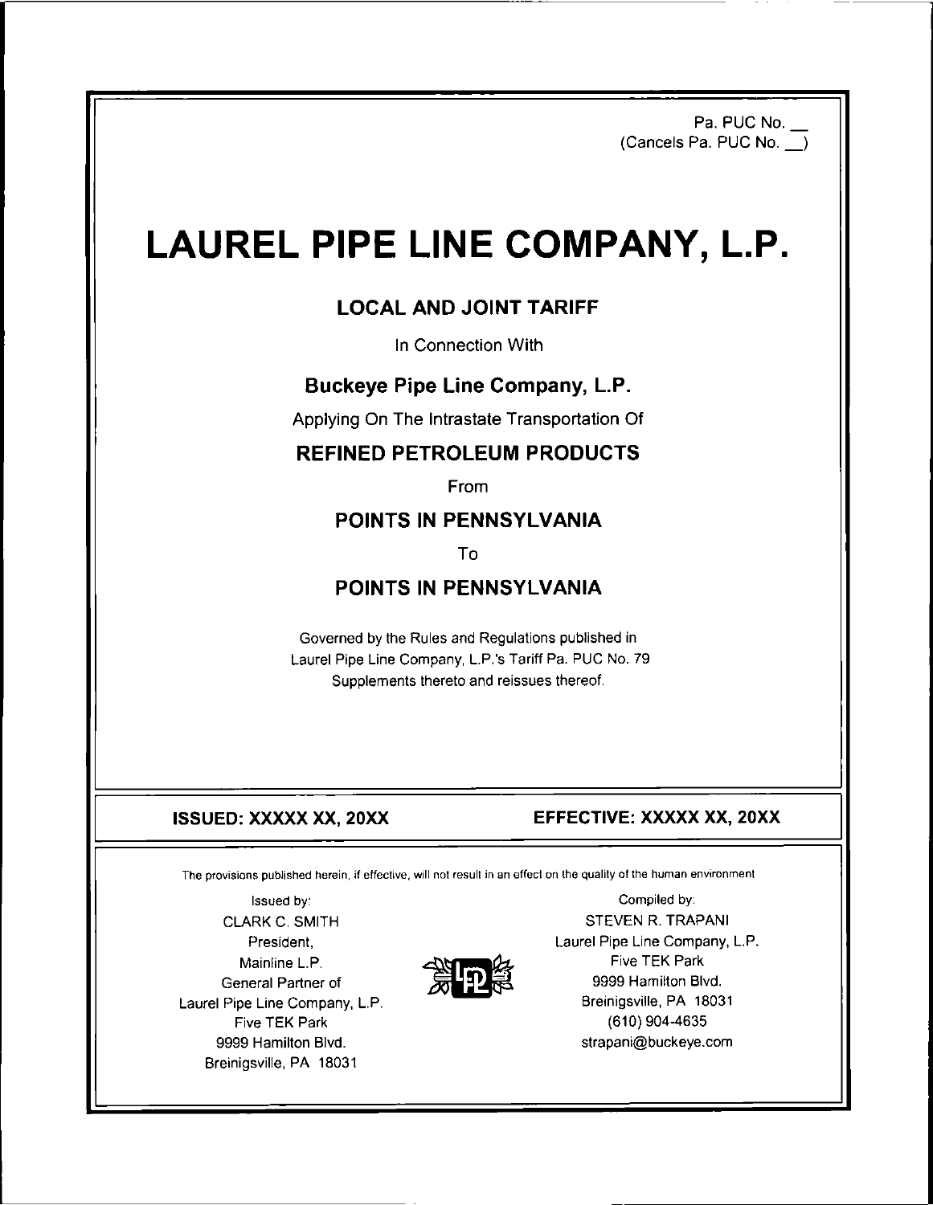Pa. PUC No. __
(Cancels Pa. PUC No. __)

# LAUREL PIPE LINE COMPANY, L.P.

## LOCAL AND JOINT TARIFF

In Connection With

### Buckeye Pipe Line Company, L.P.

Applying On The Intrastate Transportation Of

### REFINED PETROLEUM PRODUCTS

From

### POINTS IN PENNSYLVANIA

To

### POINTS IN PENNSYLVANIA

Governed by the Rules and Regulations published in
Laurel Pipe Line Company, L.P.'s Tariff Pa. PUC No. 79
Supplements thereto and reissues thereof.

**ISSUED: XXXXX XX, 20XX** **EFFECTIVE: XXXXX XX, 20XX**

The provisions published herein, if effective, will not result in an effect on the quality of the human environment

Issued by:
CLARK C. SMITH
President,
Mainline L.P.
General Partner of
Laurel Pipe Line Company, L.P.
Five TEK Park
9999 Hamilton Blvd.
Breinigsville, PA 18031

Compiled by:
STEVEN R. TRAPANI
Laurel Pipe Line Company, L.P.
Five TEK Park
9999 Hamilton Blvd.
Breinigsville, PA 18031
(610) 904-4635
strapani@buckeye.com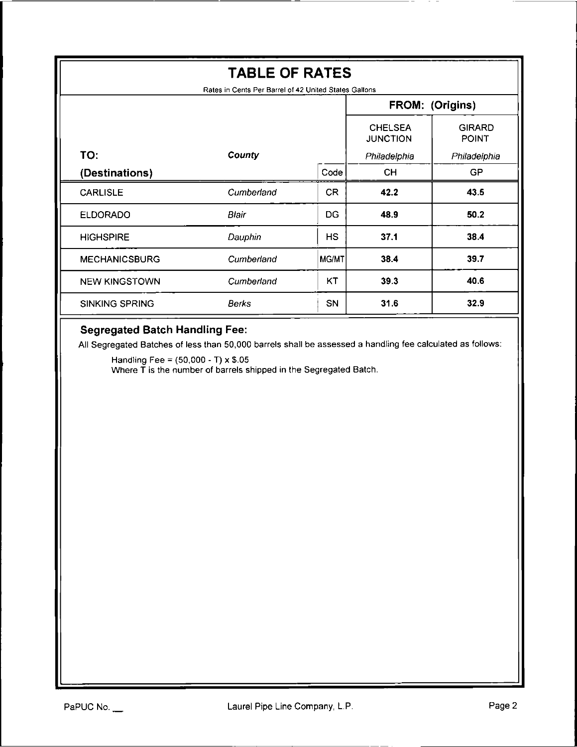# TABLE OF RATES

Rates in Cents Per Barrel of 42 United States Gallons

| TO: (Destinations) | County | Code | FROM: (Origins) CHELSEA JUNCTION *Philadelphia* CH | GIRARD POINT *Philadelphia* GP |
|---|---|---|---|---|
| CARLISLE | *Cumberland* | CR | **42.2** | **43.5** |
| ELDORADO | *Blair* | DG | **48.9** | **50.2** |
| HIGHSPIRE | *Dauphin* | HS | **37.1** | **38.4** |
| MECHANICSBURG | *Cumberland* | MG/MT | **38.4** | **39.7** |
| NEW KINGSTOWN | *Cumberland* | KT | **39.3** | **40.6** |
| SINKING SPRING | *Berks* | SN | **31.6** | **32.9** |

### Segregated Batch Handling Fee:

All Segregated Batches of less than 50,000 barrels shall be assessed a handling fee calculated as follows:

Handling Fee = (50,000 - T) x $.05
Where T is the number of barrels shipped in the Segregated Batch.

PaPUC No. __

Laurel Pipe Line Company, L.P.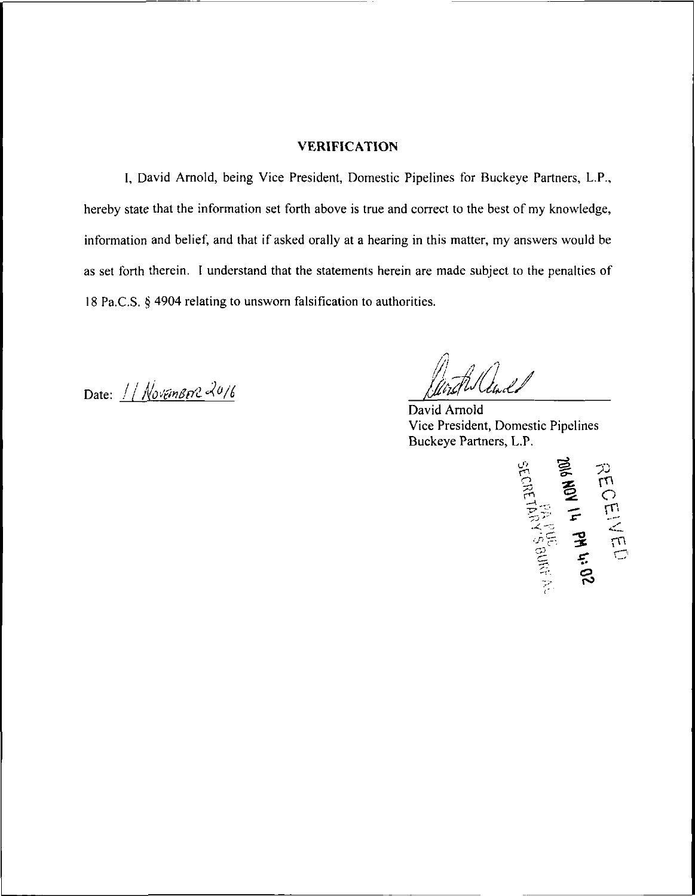## VERIFICATION

I, David Arnold, being Vice President, Domestic Pipelines for Buckeye Partners, L.P., hereby state that the information set forth above is true and correct to the best of my knowledge, information and belief, and that if asked orally at a hearing in this matter, my answers would be as set forth therein. I understand that the statements herein are made subject to the penalties of 18 Pa.C.S. § 4904 relating to unsworn falsification to authorities.

Date: 11 November 2016

David Arnold
Vice President, Domestic Pipelines
Buckeye Partners, L.P.

RECEIVED
2016 NOV 14 PM 4:02
PA PUC
SECRETARY'S BUREAU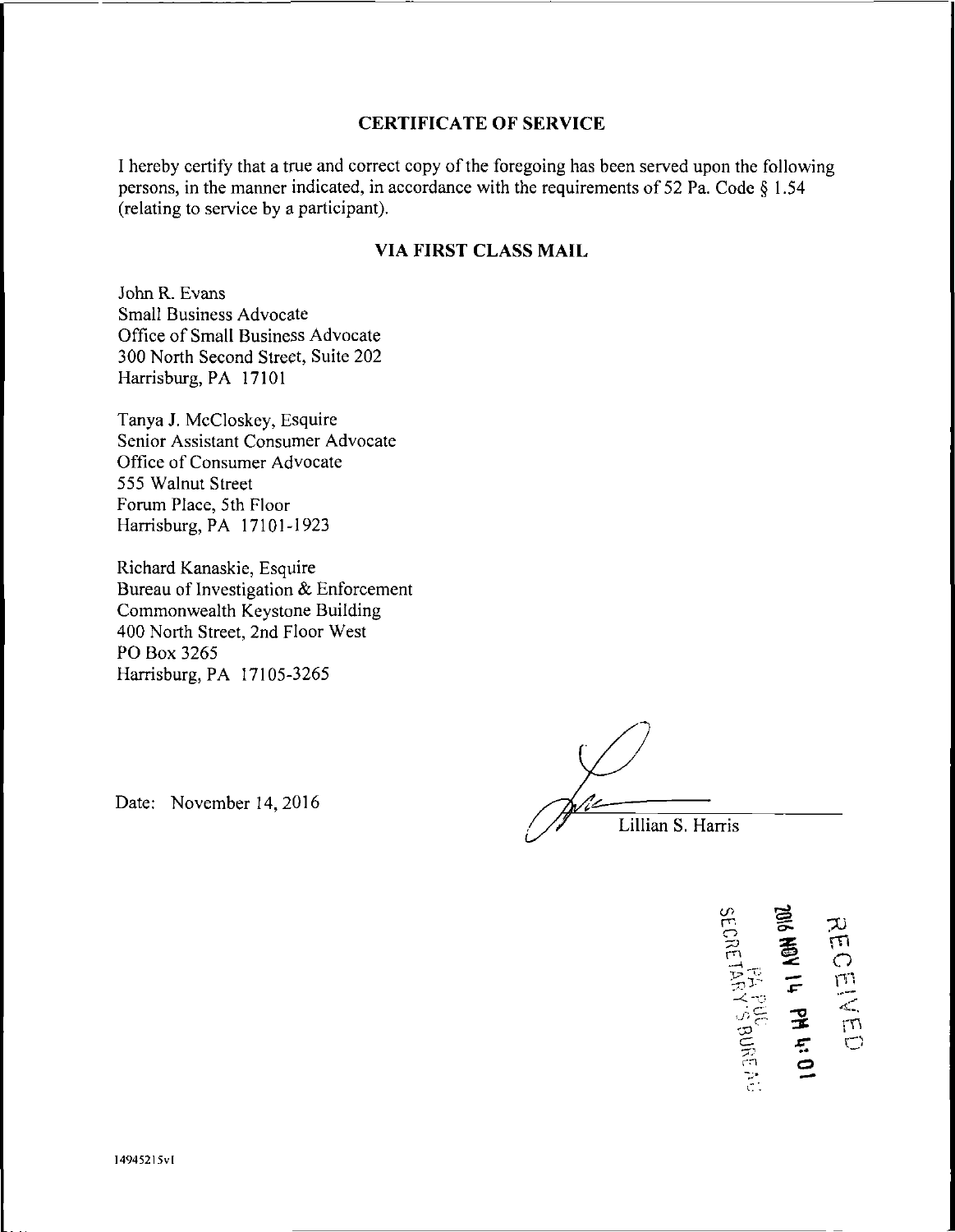## CERTIFICATE OF SERVICE

I hereby certify that a true and correct copy of the foregoing has been served upon the following persons, in the manner indicated, in accordance with the requirements of 52 Pa. Code § 1.54 (relating to service by a participant).

### VIA FIRST CLASS MAIL

John R. Evans
Small Business Advocate
Office of Small Business Advocate
300 North Second Street, Suite 202
Harrisburg, PA 17101

Tanya J. McCloskey, Esquire
Senior Assistant Consumer Advocate
Office of Consumer Advocate
555 Walnut Street
Forum Place, 5th Floor
Harrisburg, PA 17101-1923

Richard Kanaskie, Esquire
Bureau of Investigation & Enforcement
Commonwealth Keystone Building
400 North Street, 2nd Floor West
PO Box 3265
Harrisburg, PA 17105-3265

Date: November 14, 2016

Lillian S. Harris

RECEIVED
2016 NOV 14 PM 4:01
PA PUC
SECRETARY'S BUREAU

14945215v1